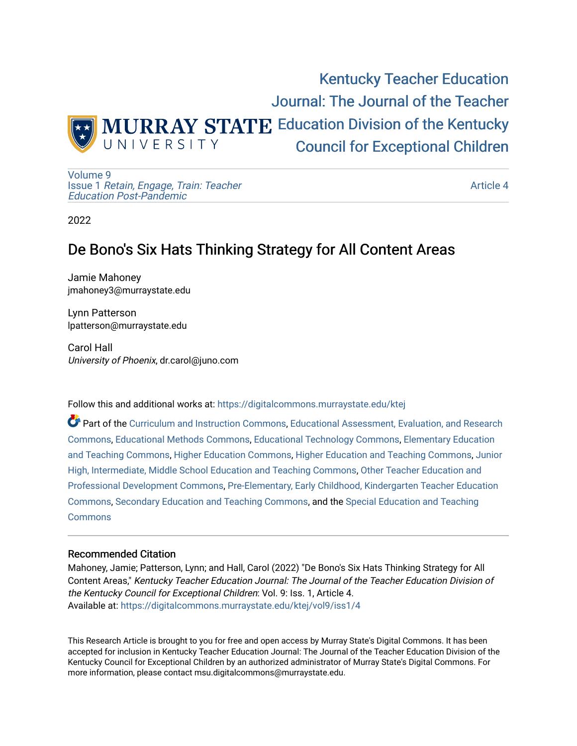MURRAY STATE UNIVERSITY

# Kentucky Teacher Education Journal: The Journal of the Teacher Education Division of the Kentucky Council for Exceptional Children

Volume 9
Issue 1 *Retain, Engage, Train: Teacher Education Post-Pandemic*

Article 4

2022

# De Bono's Six Hats Thinking Strategy for All Content Areas

Jamie Mahoney
jmahoney3@murraystate.edu

Lynn Patterson
lpatterson@murraystate.edu

Carol Hall
*University of Phoenix*, dr.carol@juno.com

Follow this and additional works at: https://digitalcommons.murraystate.edu/ktej

Part of the Curriculum and Instruction Commons, Educational Assessment, Evaluation, and Research Commons, Educational Methods Commons, Educational Technology Commons, Elementary Education and Teaching Commons, Higher Education Commons, Higher Education and Teaching Commons, Junior High, Intermediate, Middle School Education and Teaching Commons, Other Teacher Education and Professional Development Commons, Pre-Elementary, Early Childhood, Kindergarten Teacher Education Commons, Secondary Education and Teaching Commons, and the Special Education and Teaching Commons

### Recommended Citation

Mahoney, Jamie; Patterson, Lynn; and Hall, Carol (2022) "De Bono's Six Hats Thinking Strategy for All Content Areas," *Kentucky Teacher Education Journal: The Journal of the Teacher Education Division of the Kentucky Council for Exceptional Children*: Vol. 9: Iss. 1, Article 4.
Available at: https://digitalcommons.murraystate.edu/ktej/vol9/iss1/4

This Research Article is brought to you for free and open access by Murray State's Digital Commons. It has been accepted for inclusion in Kentucky Teacher Education Journal: The Journal of the Teacher Education Division of the Kentucky Council for Exceptional Children by an authorized administrator of Murray State's Digital Commons. For more information, please contact msu.digitalcommons@murraystate.edu.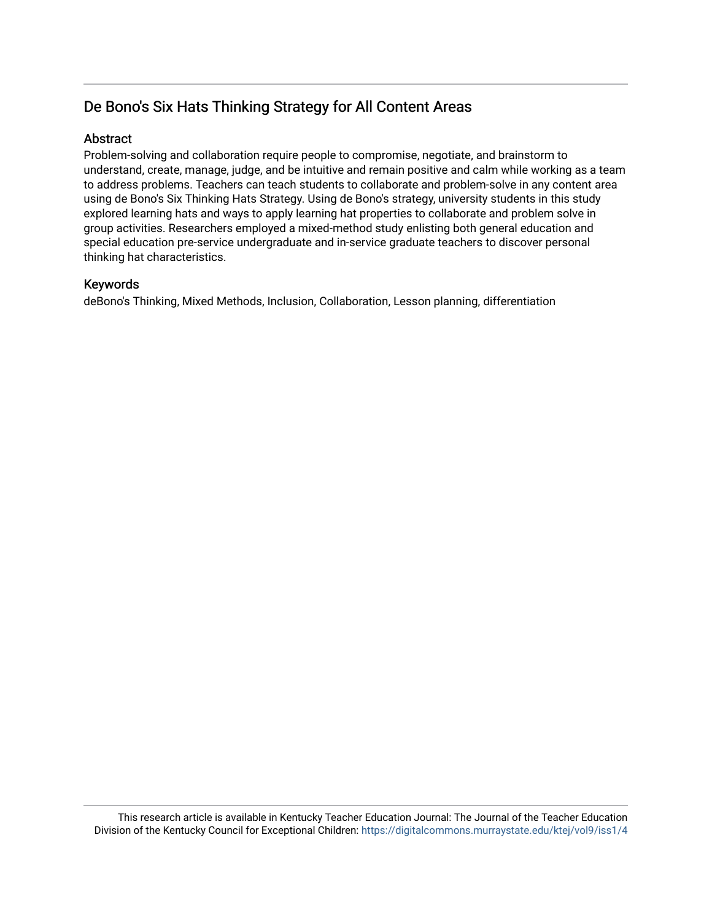## De Bono's Six Hats Thinking Strategy for All Content Areas

### Abstract

Problem-solving and collaboration require people to compromise, negotiate, and brainstorm to understand, create, manage, judge, and be intuitive and remain positive and calm while working as a team to address problems. Teachers can teach students to collaborate and problem-solve in any content area using de Bono's Six Thinking Hats Strategy. Using de Bono's strategy, university students in this study explored learning hats and ways to apply learning hat properties to collaborate and problem solve in group activities. Researchers employed a mixed-method study enlisting both general education and special education pre-service undergraduate and in-service graduate teachers to discover personal thinking hat characteristics.

### Keywords

deBono's Thinking, Mixed Methods, Inclusion, Collaboration, Lesson planning, differentiation

This research article is available in Kentucky Teacher Education Journal: The Journal of the Teacher Education Division of the Kentucky Council for Exceptional Children: https://digitalcommons.murraystate.edu/ktej/vol9/iss1/4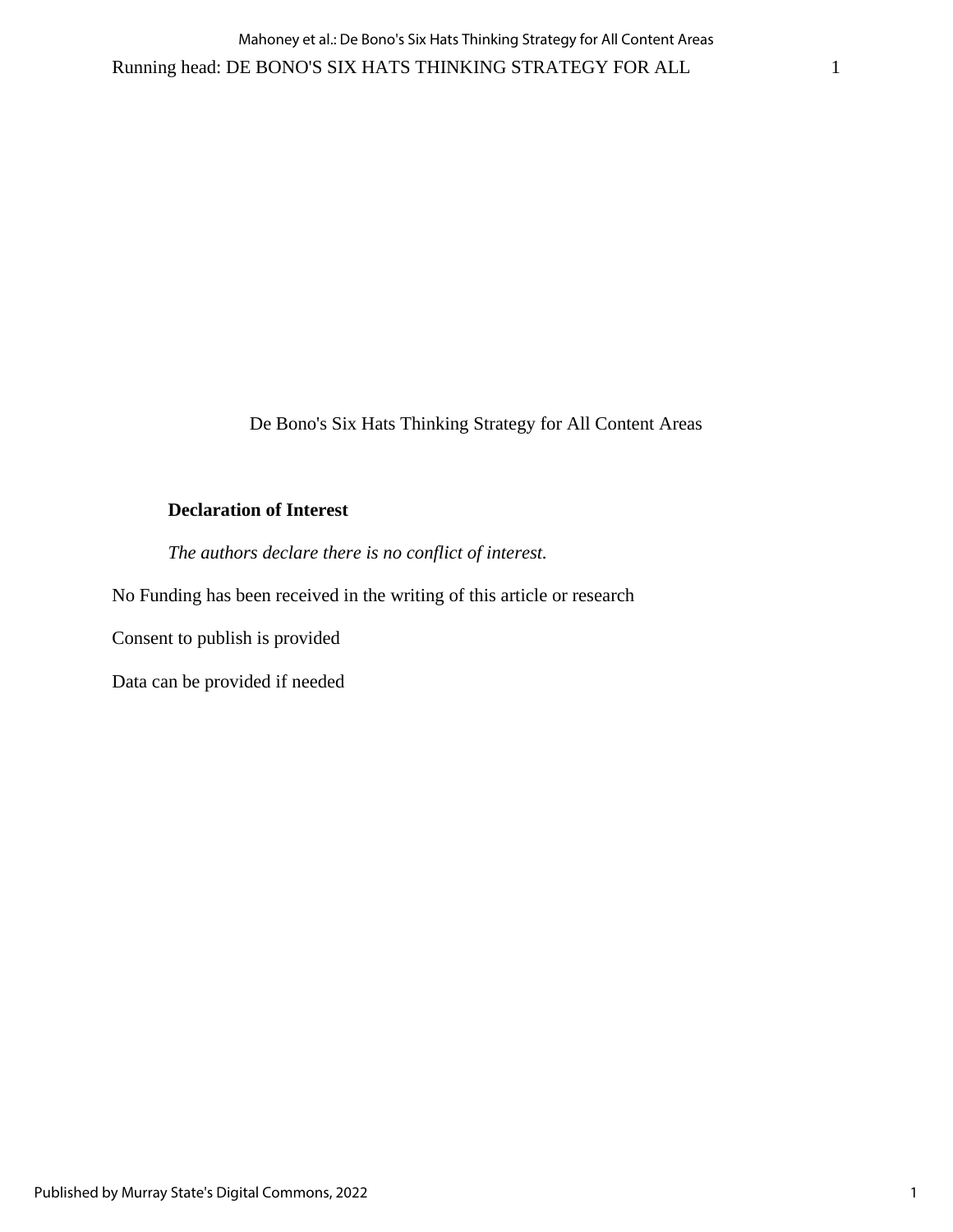De Bono's Six Hats Thinking Strategy for All Content Areas

**Declaration of Interest**

*The authors declare there is no conflict of interest.*

No Funding has been received in the writing of this article or research

Consent to publish is provided

Data can be provided if needed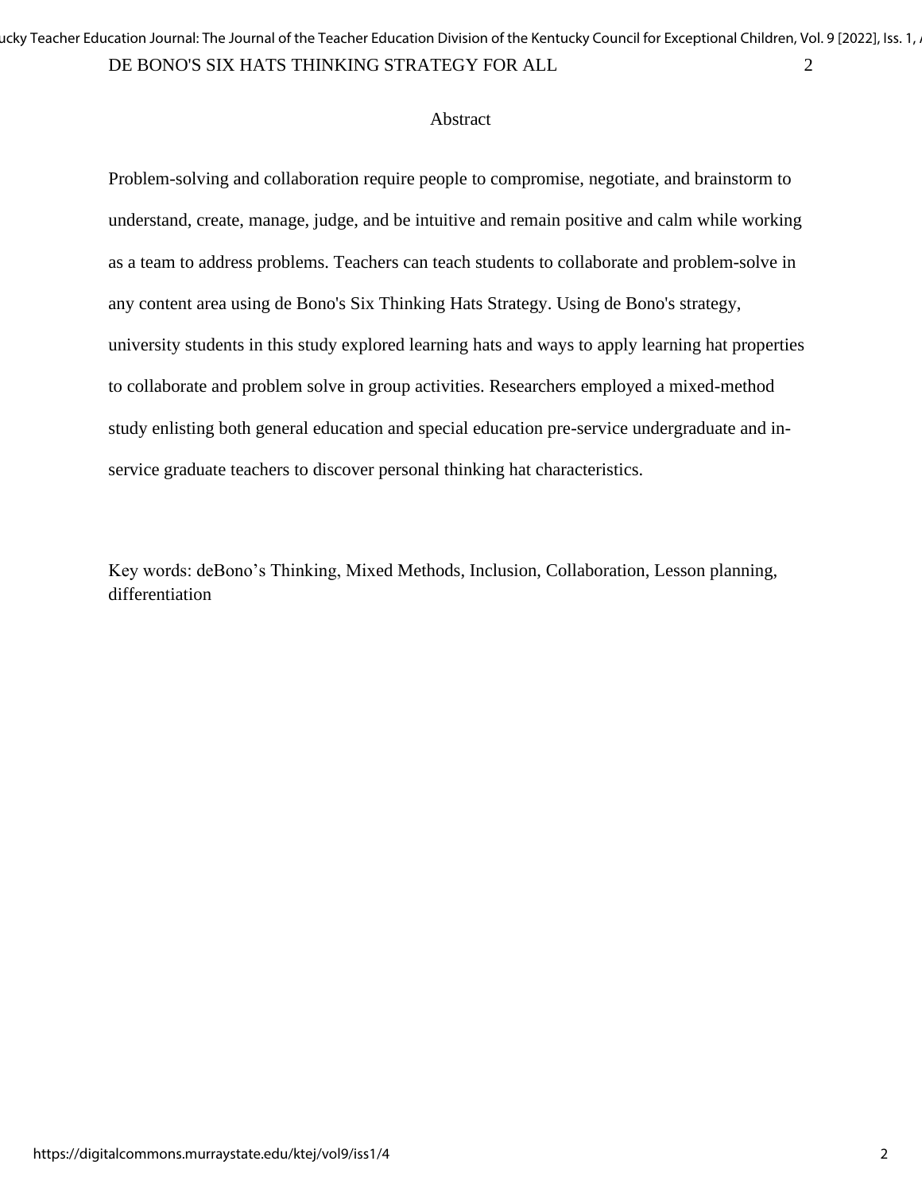# Abstract

Problem-solving and collaboration require people to compromise, negotiate, and brainstorm to understand, create, manage, judge, and be intuitive and remain positive and calm while working as a team to address problems. Teachers can teach students to collaborate and problem-solve in any content area using de Bono's Six Thinking Hats Strategy. Using de Bono's strategy, university students in this study explored learning hats and ways to apply learning hat properties to collaborate and problem solve in group activities. Researchers employed a mixed-method study enlisting both general education and special education pre-service undergraduate and in-service graduate teachers to discover personal thinking hat characteristics.

Key words: deBono's Thinking, Mixed Methods, Inclusion, Collaboration, Lesson planning, differentiation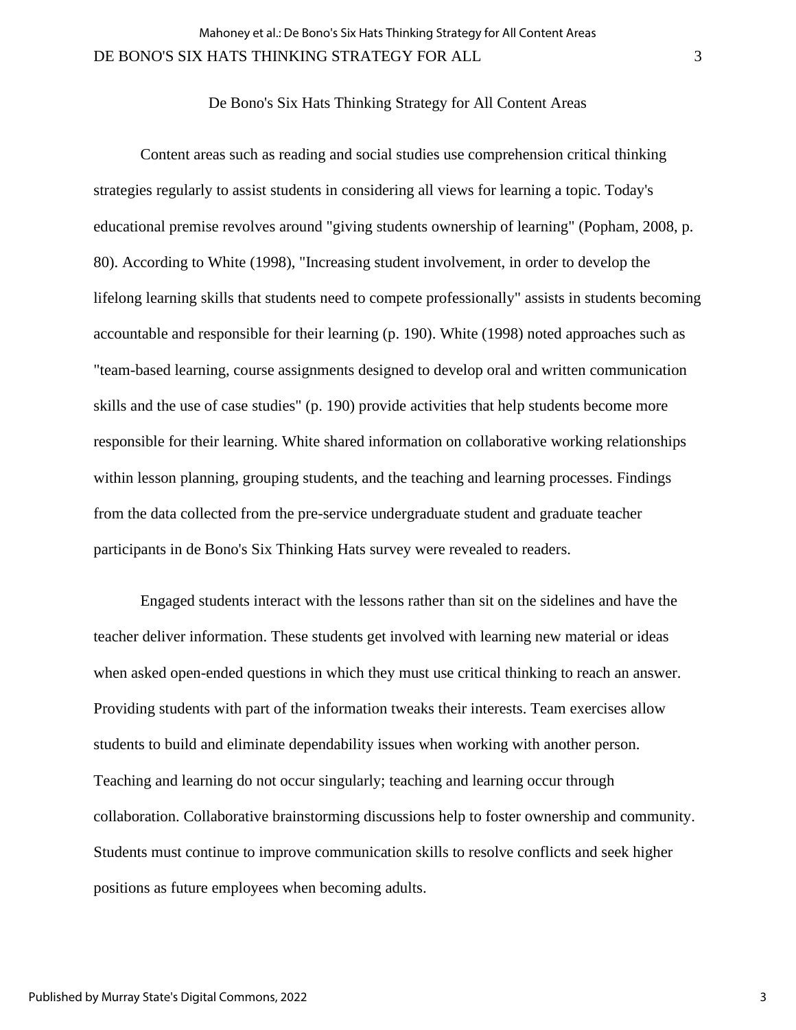# De Bono's Six Hats Thinking Strategy for All Content Areas

Content areas such as reading and social studies use comprehension critical thinking strategies regularly to assist students in considering all views for learning a topic. Today's educational premise revolves around "giving students ownership of learning" (Popham, 2008, p. 80). According to White (1998), "Increasing student involvement, in order to develop the lifelong learning skills that students need to compete professionally" assists in students becoming accountable and responsible for their learning (p. 190). White (1998) noted approaches such as "team-based learning, course assignments designed to develop oral and written communication skills and the use of case studies" (p. 190) provide activities that help students become more responsible for their learning. White shared information on collaborative working relationships within lesson planning, grouping students, and the teaching and learning processes. Findings from the data collected from the pre-service undergraduate student and graduate teacher participants in de Bono's Six Thinking Hats survey were revealed to readers.

Engaged students interact with the lessons rather than sit on the sidelines and have the teacher deliver information. These students get involved with learning new material or ideas when asked open-ended questions in which they must use critical thinking to reach an answer. Providing students with part of the information tweaks their interests. Team exercises allow students to build and eliminate dependability issues when working with another person. Teaching and learning do not occur singularly; teaching and learning occur through collaboration. Collaborative brainstorming discussions help to foster ownership and community. Students must continue to improve communication skills to resolve conflicts and seek higher positions as future employees when becoming adults.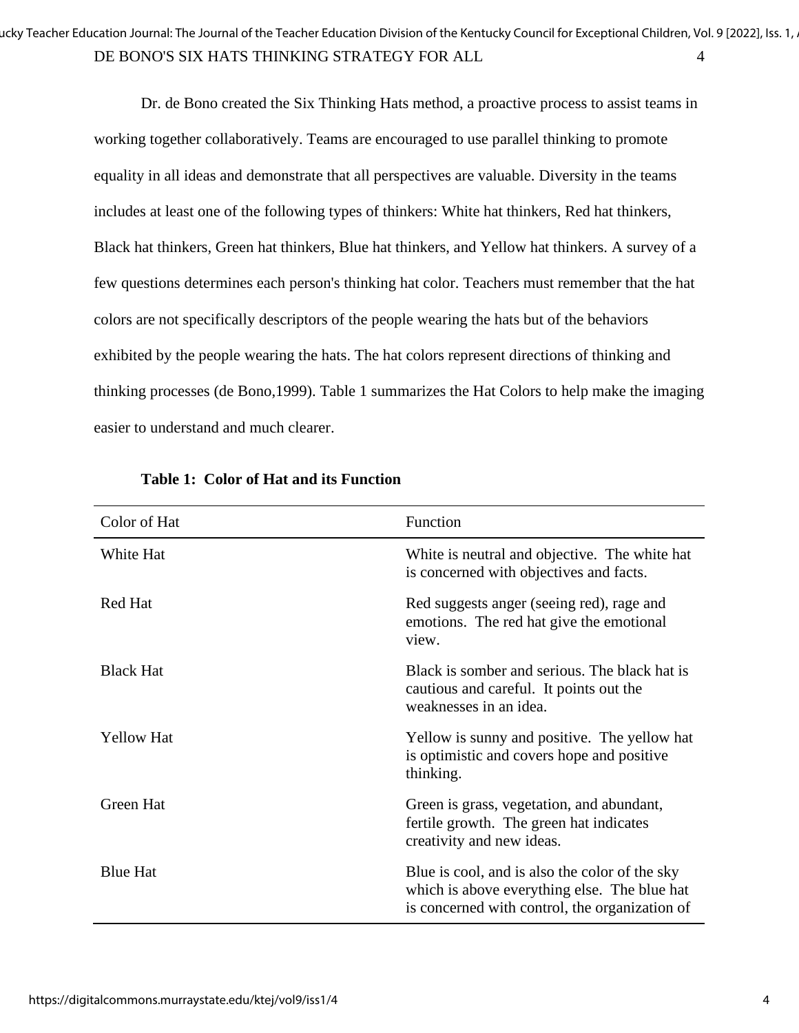Dr. de Bono created the Six Thinking Hats method, a proactive process to assist teams in working together collaboratively. Teams are encouraged to use parallel thinking to promote equality in all ideas and demonstrate that all perspectives are valuable. Diversity in the teams includes at least one of the following types of thinkers: White hat thinkers, Red hat thinkers, Black hat thinkers, Green hat thinkers, Blue hat thinkers, and Yellow hat thinkers. A survey of a few questions determines each person's thinking hat color. Teachers must remember that the hat colors are not specifically descriptors of the people wearing the hats but of the behaviors exhibited by the people wearing the hats. The hat colors represent directions of thinking and thinking processes (de Bono,1999). Table 1 summarizes the Hat Colors to help make the imaging easier to understand and much clearer.

**Table 1: Color of Hat and its Function**

| Color of Hat | Function |
|---|---|
| White Hat | White is neutral and objective. The white hat is concerned with objectives and facts. |
| Red Hat | Red suggests anger (seeing red), rage and emotions. The red hat give the emotional view. |
| Black Hat | Black is somber and serious. The black hat is cautious and careful. It points out the weaknesses in an idea. |
| Yellow Hat | Yellow is sunny and positive. The yellow hat is optimistic and covers hope and positive thinking. |
| Green Hat | Green is grass, vegetation, and abundant, fertile growth. The green hat indicates creativity and new ideas. |
| Blue Hat | Blue is cool, and is also the color of the sky which is above everything else. The blue hat is concerned with control, the organization of |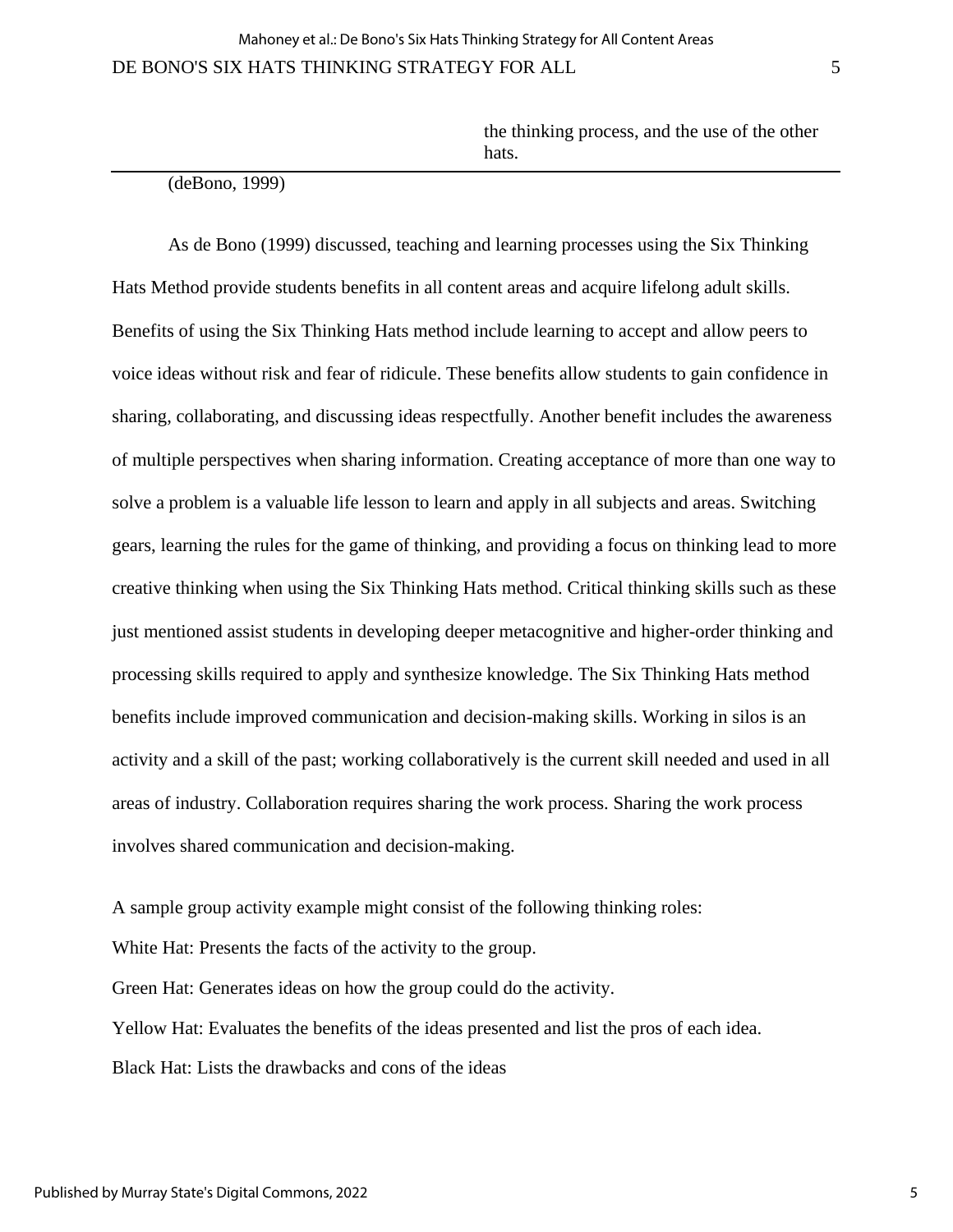| | the thinking process, and the use of the other hats. |
|---|---|

(deBono, 1999)

As de Bono (1999) discussed, teaching and learning processes using the Six Thinking Hats Method provide students benefits in all content areas and acquire lifelong adult skills. Benefits of using the Six Thinking Hats method include learning to accept and allow peers to voice ideas without risk and fear of ridicule. These benefits allow students to gain confidence in sharing, collaborating, and discussing ideas respectfully. Another benefit includes the awareness of multiple perspectives when sharing information. Creating acceptance of more than one way to solve a problem is a valuable life lesson to learn and apply in all subjects and areas. Switching gears, learning the rules for the game of thinking, and providing a focus on thinking lead to more creative thinking when using the Six Thinking Hats method. Critical thinking skills such as these just mentioned assist students in developing deeper metacognitive and higher-order thinking and processing skills required to apply and synthesize knowledge. The Six Thinking Hats method benefits include improved communication and decision-making skills. Working in silos is an activity and a skill of the past; working collaboratively is the current skill needed and used in all areas of industry. Collaboration requires sharing the work process. Sharing the work process involves shared communication and decision-making.

A sample group activity example might consist of the following thinking roles:

White Hat: Presents the facts of the activity to the group.

Green Hat: Generates ideas on how the group could do the activity.

Yellow Hat: Evaluates the benefits of the ideas presented and list the pros of each idea.

Black Hat: Lists the drawbacks and cons of the ideas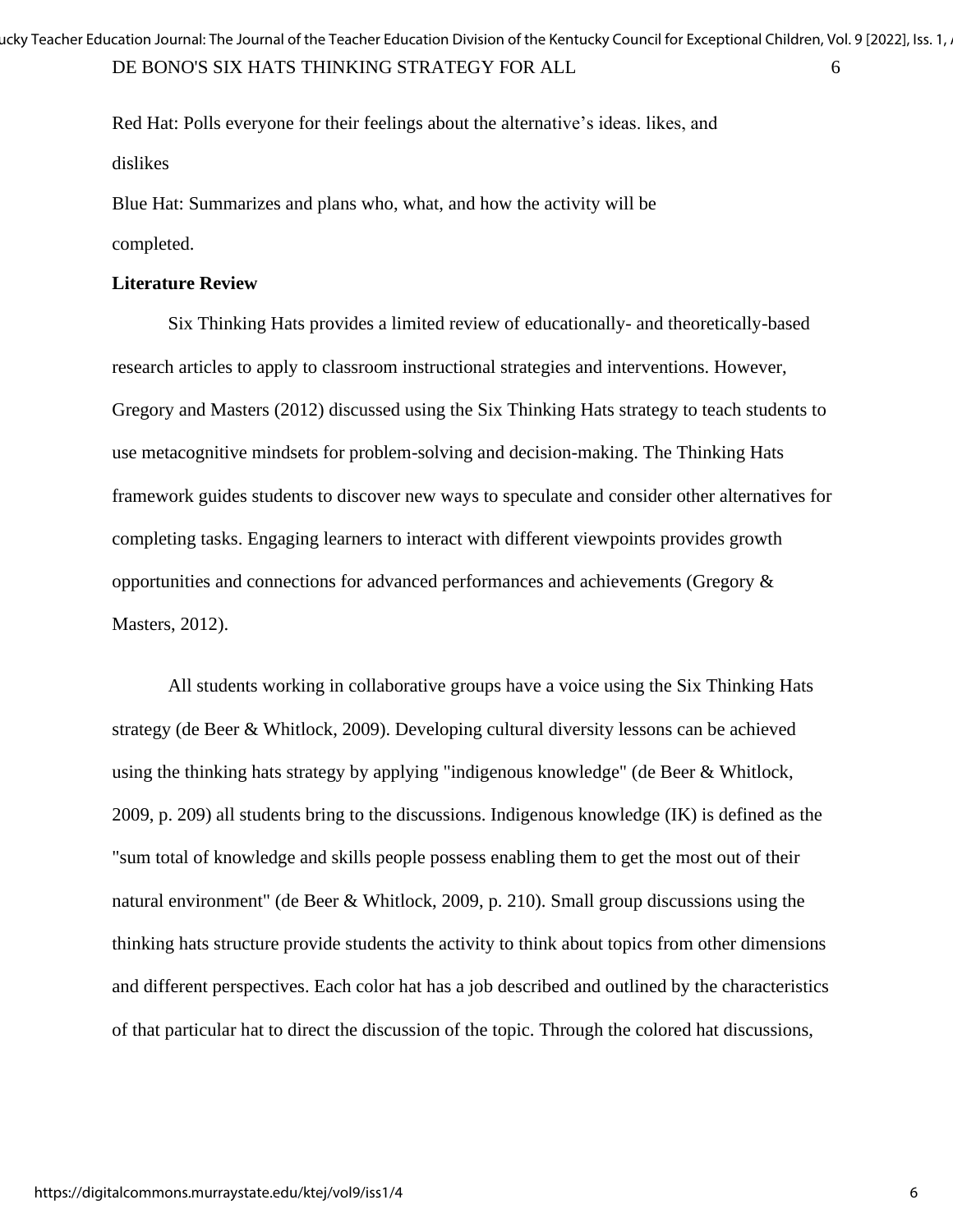Red Hat: Polls everyone for their feelings about the alternative's ideas. likes, and dislikes

Blue Hat: Summarizes and plans who, what, and how the activity will be completed.

**Literature Review**

Six Thinking Hats provides a limited review of educationally- and theoretically-based research articles to apply to classroom instructional strategies and interventions. However, Gregory and Masters (2012) discussed using the Six Thinking Hats strategy to teach students to use metacognitive mindsets for problem-solving and decision-making. The Thinking Hats framework guides students to discover new ways to speculate and consider other alternatives for completing tasks. Engaging learners to interact with different viewpoints provides growth opportunities and connections for advanced performances and achievements (Gregory & Masters, 2012).

All students working in collaborative groups have a voice using the Six Thinking Hats strategy (de Beer & Whitlock, 2009). Developing cultural diversity lessons can be achieved using the thinking hats strategy by applying "indigenous knowledge" (de Beer & Whitlock, 2009, p. 209) all students bring to the discussions. Indigenous knowledge (IK) is defined as the "sum total of knowledge and skills people possess enabling them to get the most out of their natural environment" (de Beer & Whitlock, 2009, p. 210). Small group discussions using the thinking hats structure provide students the activity to think about topics from other dimensions and different perspectives. Each color hat has a job described and outlined by the characteristics of that particular hat to direct the discussion of the topic. Through the colored hat discussions,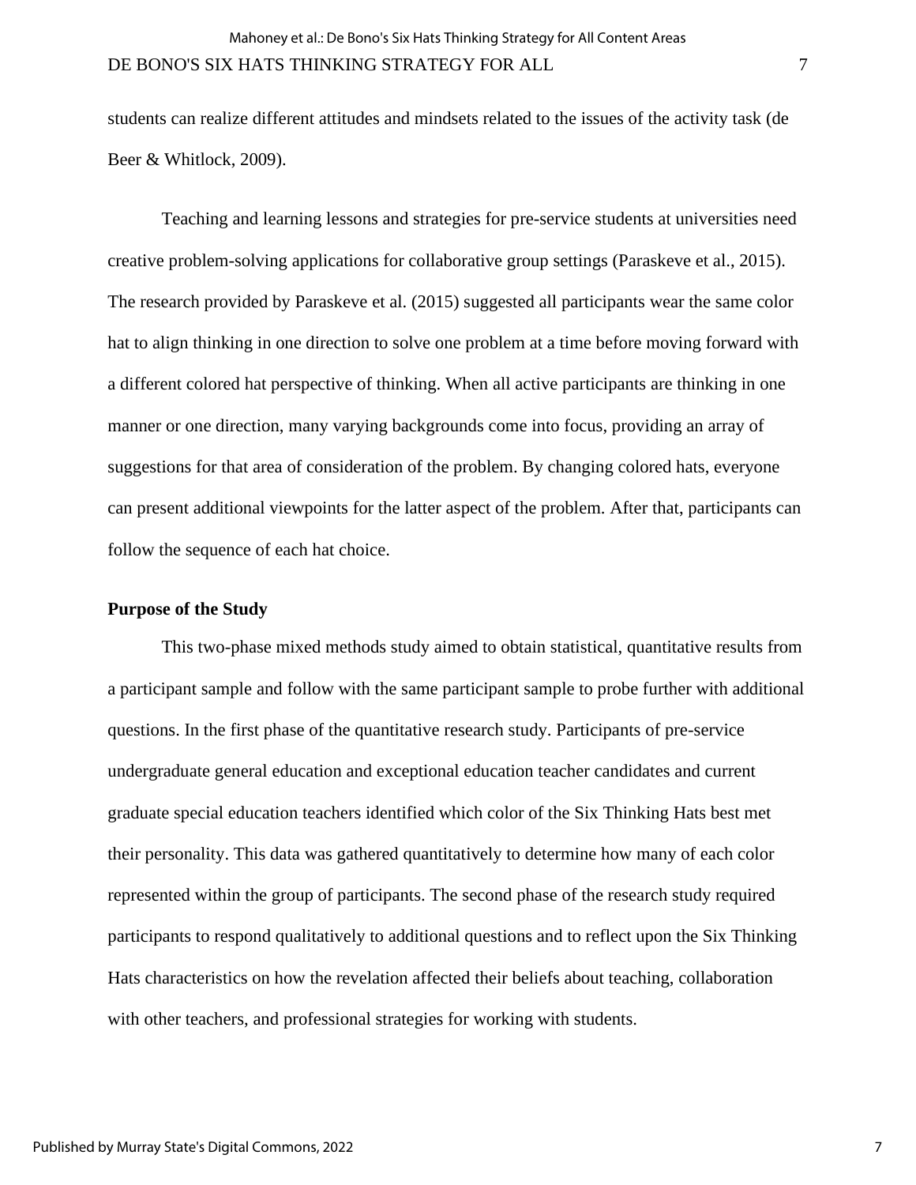students can realize different attitudes and mindsets related to the issues of the activity task (de Beer & Whitlock, 2009).

Teaching and learning lessons and strategies for pre-service students at universities need creative problem-solving applications for collaborative group settings (Paraskeve et al., 2015). The research provided by Paraskeve et al. (2015) suggested all participants wear the same color hat to align thinking in one direction to solve one problem at a time before moving forward with a different colored hat perspective of thinking. When all active participants are thinking in one manner or one direction, many varying backgrounds come into focus, providing an array of suggestions for that area of consideration of the problem. By changing colored hats, everyone can present additional viewpoints for the latter aspect of the problem. After that, participants can follow the sequence of each hat choice.

## Purpose of the Study

This two-phase mixed methods study aimed to obtain statistical, quantitative results from a participant sample and follow with the same participant sample to probe further with additional questions. In the first phase of the quantitative research study. Participants of pre-service undergraduate general education and exceptional education teacher candidates and current graduate special education teachers identified which color of the Six Thinking Hats best met their personality. This data was gathered quantitatively to determine how many of each color represented within the group of participants. The second phase of the research study required participants to respond qualitatively to additional questions and to reflect upon the Six Thinking Hats characteristics on how the revelation affected their beliefs about teaching, collaboration with other teachers, and professional strategies for working with students.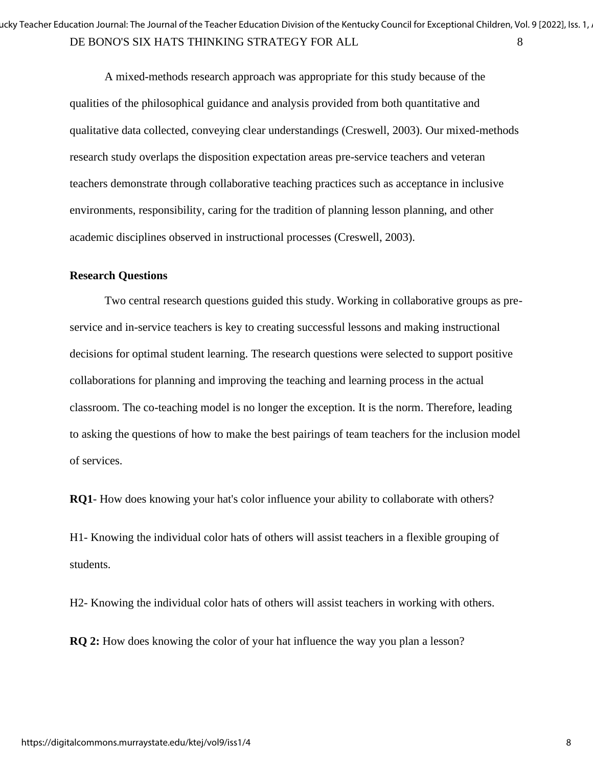A mixed-methods research approach was appropriate for this study because of the qualities of the philosophical guidance and analysis provided from both quantitative and qualitative data collected, conveying clear understandings (Creswell, 2003). Our mixed-methods research study overlaps the disposition expectation areas pre-service teachers and veteran teachers demonstrate through collaborative teaching practices such as acceptance in inclusive environments, responsibility, caring for the tradition of planning lesson planning, and other academic disciplines observed in instructional processes (Creswell, 2003).

## Research Questions

Two central research questions guided this study. Working in collaborative groups as pre-service and in-service teachers is key to creating successful lessons and making instructional decisions for optimal student learning. The research questions were selected to support positive collaborations for planning and improving the teaching and learning process in the actual classroom. The co-teaching model is no longer the exception. It is the norm. Therefore, leading to asking the questions of how to make the best pairings of team teachers for the inclusion model of services.

**RQ1**- How does knowing your hat's color influence your ability to collaborate with others?

H1- Knowing the individual color hats of others will assist teachers in a flexible grouping of students.

H2- Knowing the individual color hats of others will assist teachers in working with others.

**RQ 2:** How does knowing the color of your hat influence the way you plan a lesson?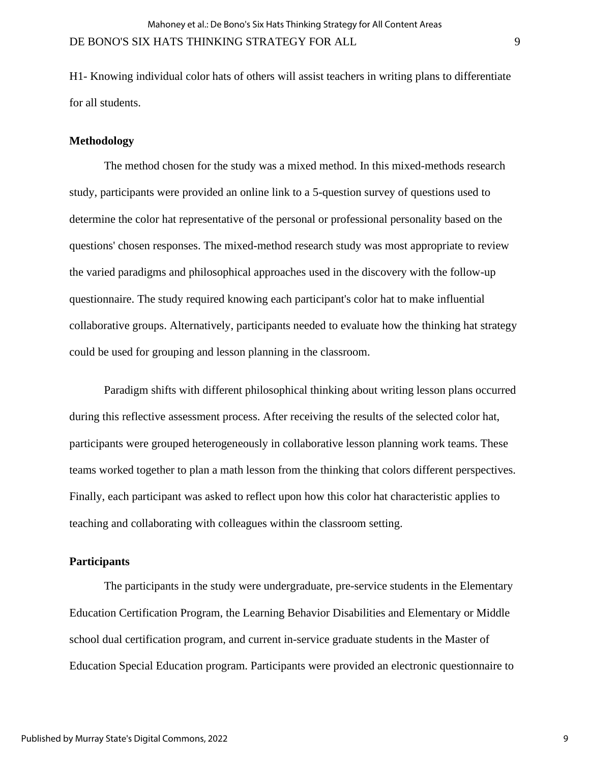H1- Knowing individual color hats of others will assist teachers in writing plans to differentiate for all students.

**Methodology**

The method chosen for the study was a mixed method. In this mixed-methods research study, participants were provided an online link to a 5-question survey of questions used to determine the color hat representative of the personal or professional personality based on the questions' chosen responses. The mixed-method research study was most appropriate to review the varied paradigms and philosophical approaches used in the discovery with the follow-up questionnaire. The study required knowing each participant's color hat to make influential collaborative groups. Alternatively, participants needed to evaluate how the thinking hat strategy could be used for grouping and lesson planning in the classroom.

Paradigm shifts with different philosophical thinking about writing lesson plans occurred during this reflective assessment process. After receiving the results of the selected color hat, participants were grouped heterogeneously in collaborative lesson planning work teams. These teams worked together to plan a math lesson from the thinking that colors different perspectives. Finally, each participant was asked to reflect upon how this color hat characteristic applies to teaching and collaborating with colleagues within the classroom setting.

**Participants**

The participants in the study were undergraduate, pre-service students in the Elementary Education Certification Program, the Learning Behavior Disabilities and Elementary or Middle school dual certification program, and current in-service graduate students in the Master of Education Special Education program. Participants were provided an electronic questionnaire to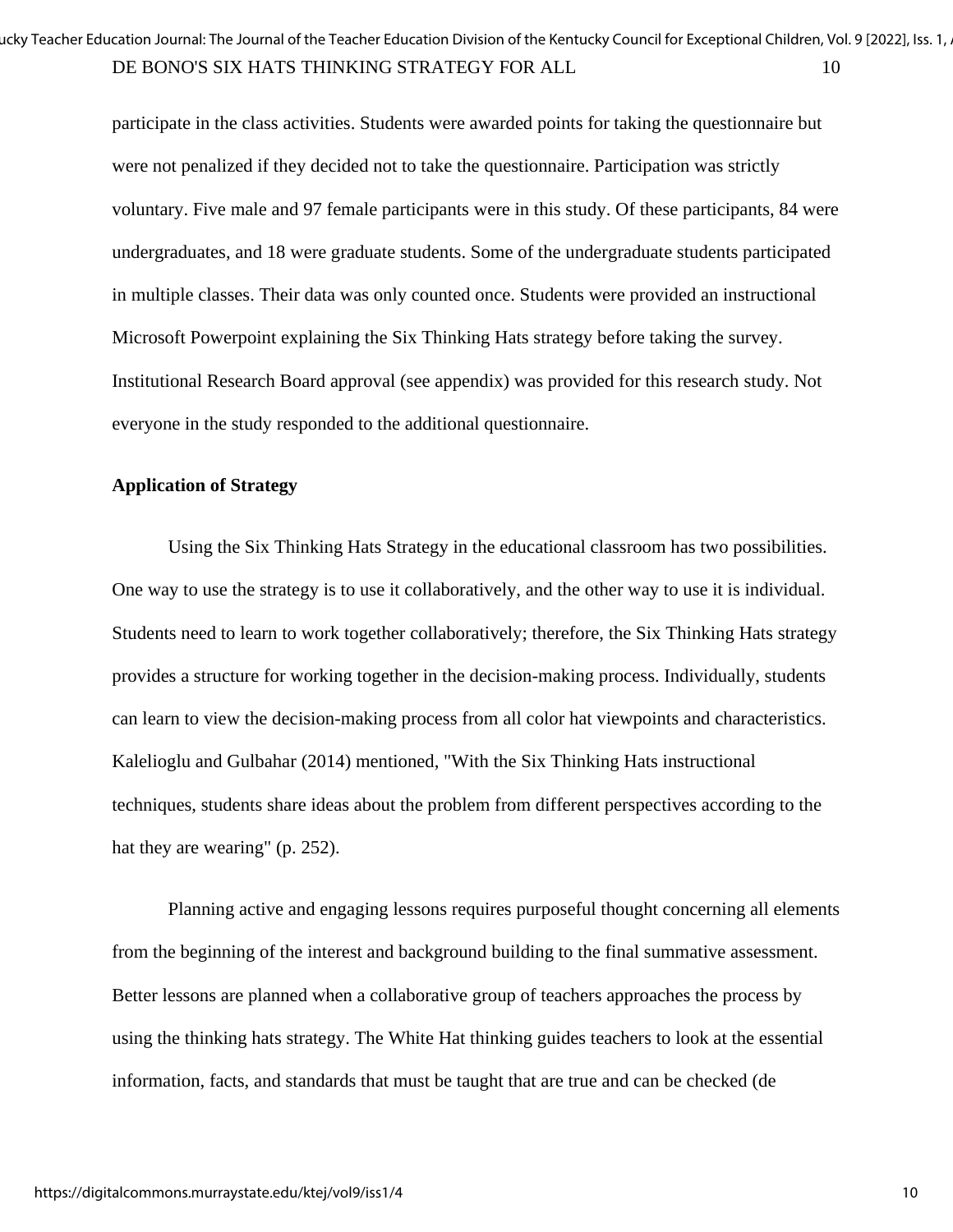participate in the class activities. Students were awarded points for taking the questionnaire but were not penalized if they decided not to take the questionnaire. Participation was strictly voluntary. Five male and 97 female participants were in this study. Of these participants, 84 were undergraduates, and 18 were graduate students. Some of the undergraduate students participated in multiple classes. Their data was only counted once. Students were provided an instructional Microsoft Powerpoint explaining the Six Thinking Hats strategy before taking the survey. Institutional Research Board approval (see appendix) was provided for this research study. Not everyone in the study responded to the additional questionnaire.

**Application of Strategy**

Using the Six Thinking Hats Strategy in the educational classroom has two possibilities. One way to use the strategy is to use it collaboratively, and the other way to use it is individual. Students need to learn to work together collaboratively; therefore, the Six Thinking Hats strategy provides a structure for working together in the decision-making process. Individually, students can learn to view the decision-making process from all color hat viewpoints and characteristics. Kalelioglu and Gulbahar (2014) mentioned, "With the Six Thinking Hats instructional techniques, students share ideas about the problem from different perspectives according to the hat they are wearing" (p. 252).

Planning active and engaging lessons requires purposeful thought concerning all elements from the beginning of the interest and background building to the final summative assessment. Better lessons are planned when a collaborative group of teachers approaches the process by using the thinking hats strategy. The White Hat thinking guides teachers to look at the essential information, facts, and standards that must be taught that are true and can be checked (de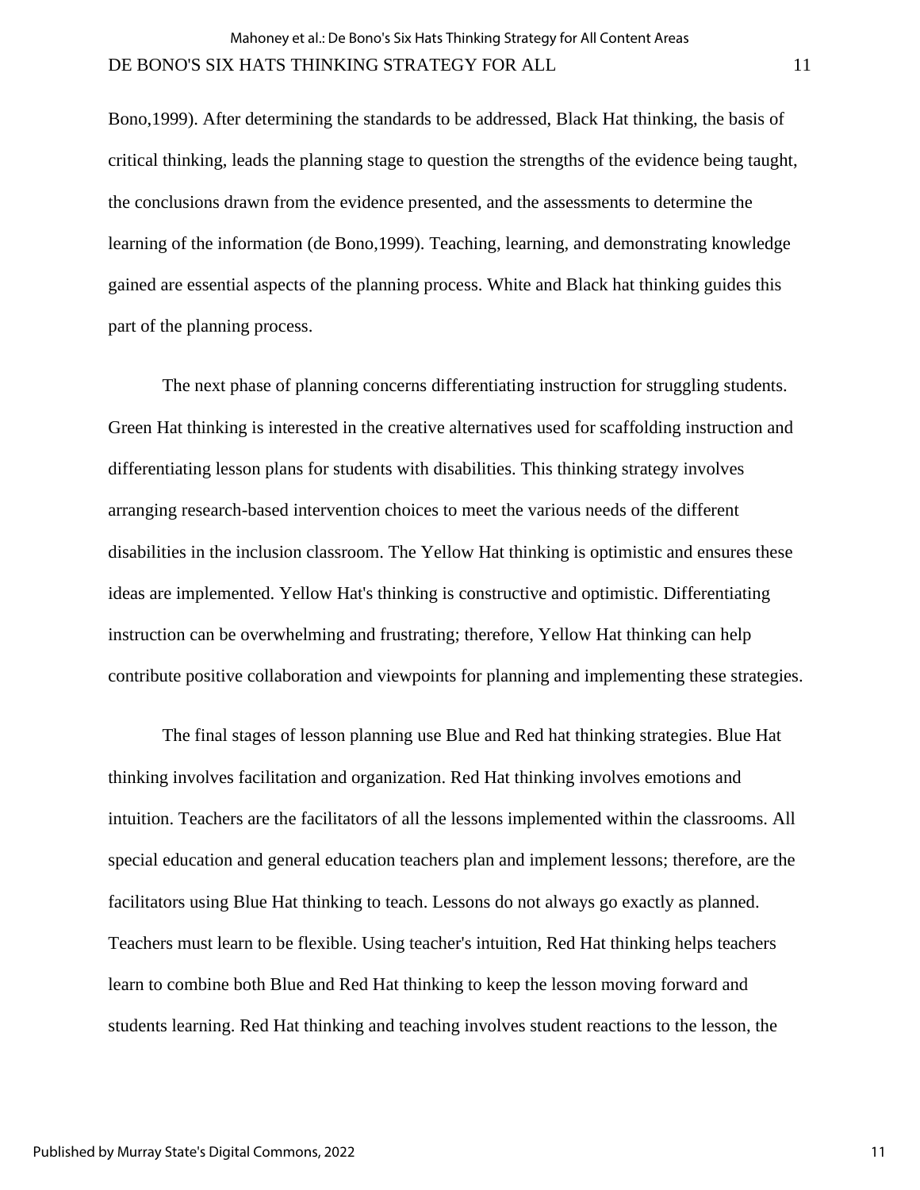Bono,1999). After determining the standards to be addressed, Black Hat thinking, the basis of critical thinking, leads the planning stage to question the strengths of the evidence being taught, the conclusions drawn from the evidence presented, and the assessments to determine the learning of the information (de Bono,1999). Teaching, learning, and demonstrating knowledge gained are essential aspects of the planning process. White and Black hat thinking guides this part of the planning process.

The next phase of planning concerns differentiating instruction for struggling students. Green Hat thinking is interested in the creative alternatives used for scaffolding instruction and differentiating lesson plans for students with disabilities. This thinking strategy involves arranging research-based intervention choices to meet the various needs of the different disabilities in the inclusion classroom. The Yellow Hat thinking is optimistic and ensures these ideas are implemented. Yellow Hat's thinking is constructive and optimistic. Differentiating instruction can be overwhelming and frustrating; therefore, Yellow Hat thinking can help contribute positive collaboration and viewpoints for planning and implementing these strategies.

The final stages of lesson planning use Blue and Red hat thinking strategies. Blue Hat thinking involves facilitation and organization. Red Hat thinking involves emotions and intuition. Teachers are the facilitators of all the lessons implemented within the classrooms. All special education and general education teachers plan and implement lessons; therefore, are the facilitators using Blue Hat thinking to teach. Lessons do not always go exactly as planned. Teachers must learn to be flexible. Using teacher's intuition, Red Hat thinking helps teachers learn to combine both Blue and Red Hat thinking to keep the lesson moving forward and students learning. Red Hat thinking and teaching involves student reactions to the lesson, the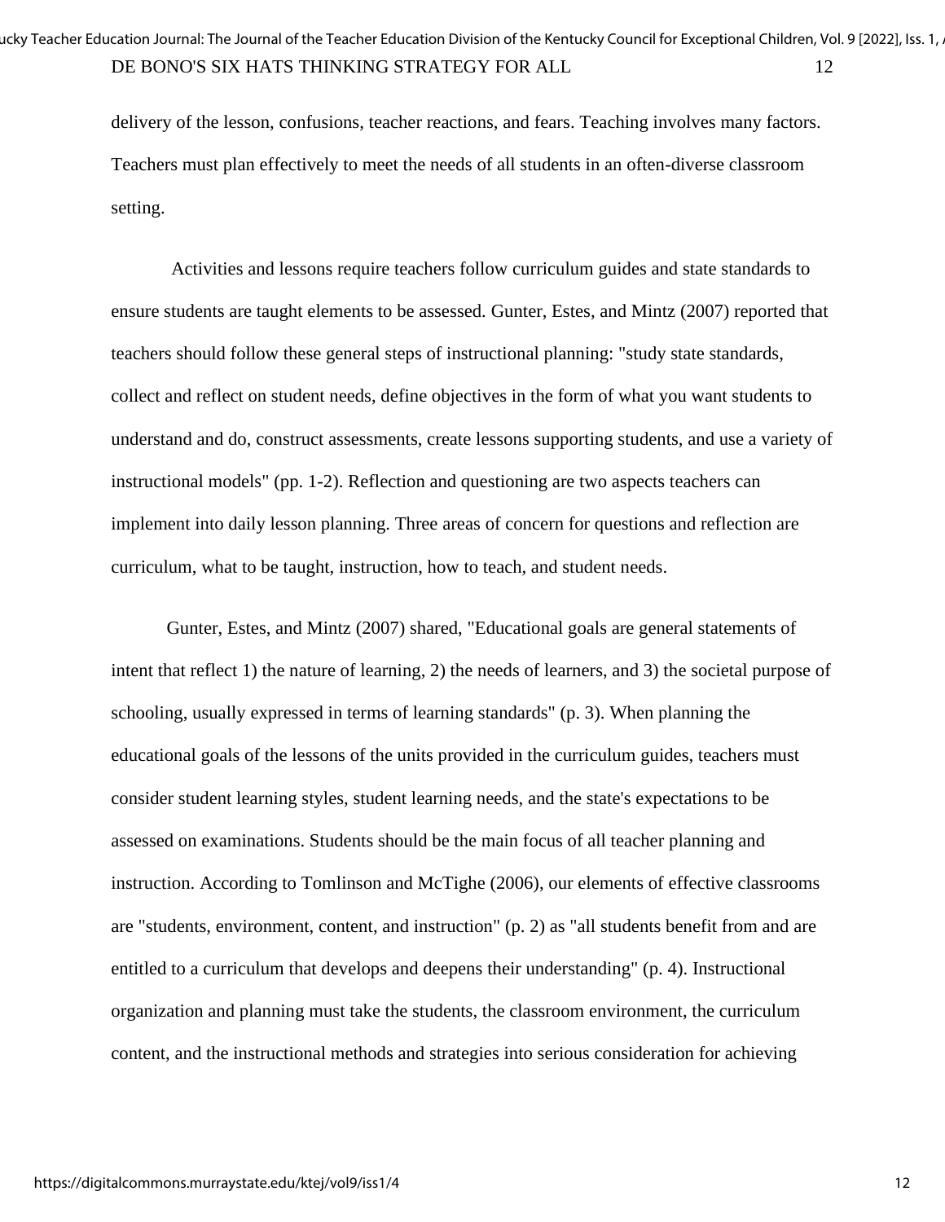delivery of the lesson, confusions, teacher reactions, and fears. Teaching involves many factors. Teachers must plan effectively to meet the needs of all students in an often-diverse classroom setting.

Activities and lessons require teachers follow curriculum guides and state standards to ensure students are taught elements to be assessed. Gunter, Estes, and Mintz (2007) reported that teachers should follow these general steps of instructional planning: "study state standards, collect and reflect on student needs, define objectives in the form of what you want students to understand and do, construct assessments, create lessons supporting students, and use a variety of instructional models" (pp. 1-2). Reflection and questioning are two aspects teachers can implement into daily lesson planning. Three areas of concern for questions and reflection are curriculum, what to be taught, instruction, how to teach, and student needs.

Gunter, Estes, and Mintz (2007) shared, "Educational goals are general statements of intent that reflect 1) the nature of learning, 2) the needs of learners, and 3) the societal purpose of schooling, usually expressed in terms of learning standards" (p. 3). When planning the educational goals of the lessons of the units provided in the curriculum guides, teachers must consider student learning styles, student learning needs, and the state's expectations to be assessed on examinations. Students should be the main focus of all teacher planning and instruction. According to Tomlinson and McTighe (2006), our elements of effective classrooms are "students, environment, content, and instruction" (p. 2) as "all students benefit from and are entitled to a curriculum that develops and deepens their understanding" (p. 4). Instructional organization and planning must take the students, the classroom environment, the curriculum content, and the instructional methods and strategies into serious consideration for achieving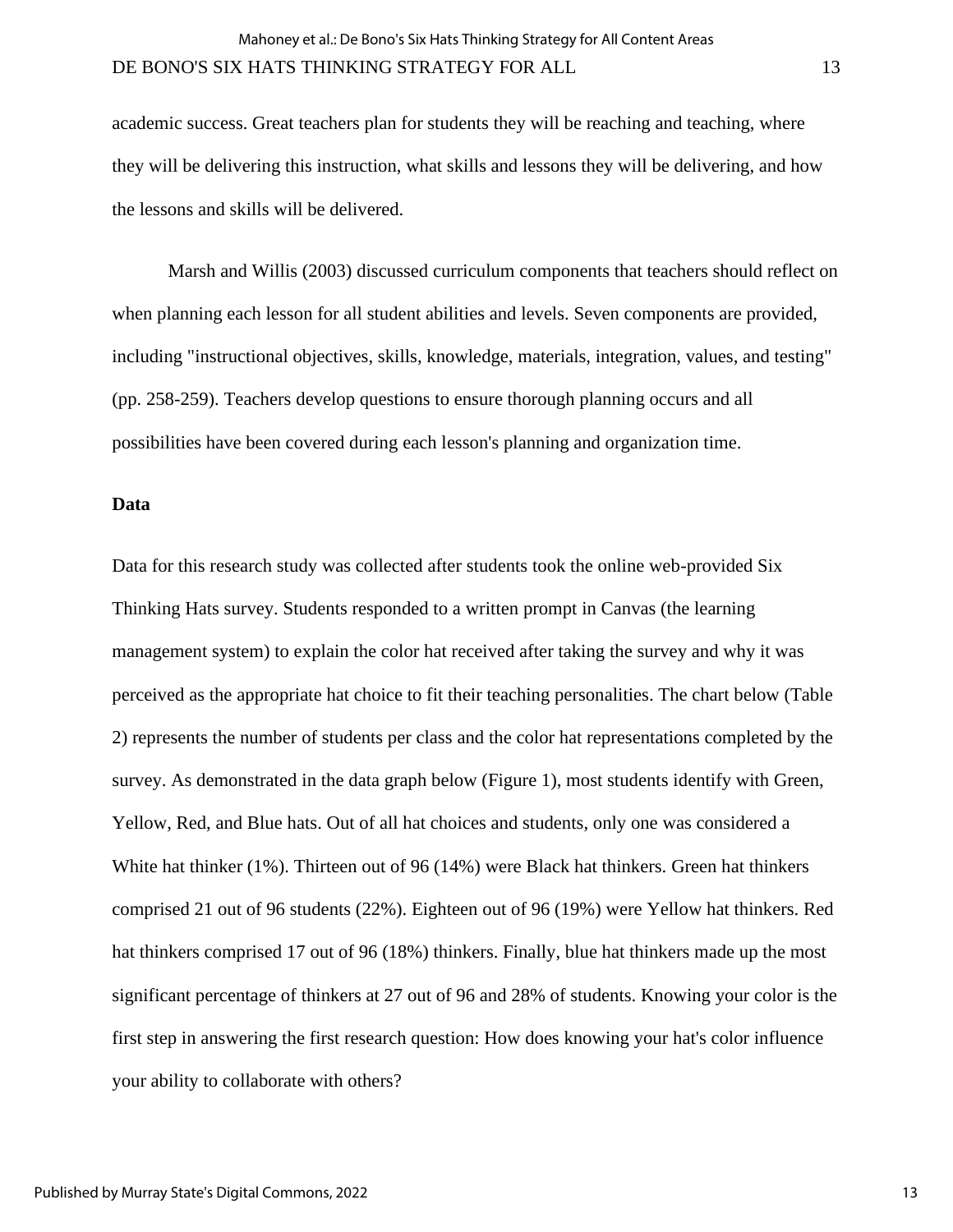academic success. Great teachers plan for students they will be reaching and teaching, where they will be delivering this instruction, what skills and lessons they will be delivering, and how the lessons and skills will be delivered.

Marsh and Willis (2003) discussed curriculum components that teachers should reflect on when planning each lesson for all student abilities and levels. Seven components are provided, including "instructional objectives, skills, knowledge, materials, integration, values, and testing" (pp. 258-259). Teachers develop questions to ensure thorough planning occurs and all possibilities have been covered during each lesson's planning and organization time.

**Data**

Data for this research study was collected after students took the online web-provided Six Thinking Hats survey. Students responded to a written prompt in Canvas (the learning management system) to explain the color hat received after taking the survey and why it was perceived as the appropriate hat choice to fit their teaching personalities. The chart below (Table 2) represents the number of students per class and the color hat representations completed by the survey. As demonstrated in the data graph below (Figure 1), most students identify with Green, Yellow, Red, and Blue hats. Out of all hat choices and students, only one was considered a White hat thinker (1%). Thirteen out of 96 (14%) were Black hat thinkers. Green hat thinkers comprised 21 out of 96 students (22%). Eighteen out of 96 (19%) were Yellow hat thinkers. Red hat thinkers comprised 17 out of 96 (18%) thinkers. Finally, blue hat thinkers made up the most significant percentage of thinkers at 27 out of 96 and 28% of students. Knowing your color is the first step in answering the first research question: How does knowing your hat's color influence your ability to collaborate with others?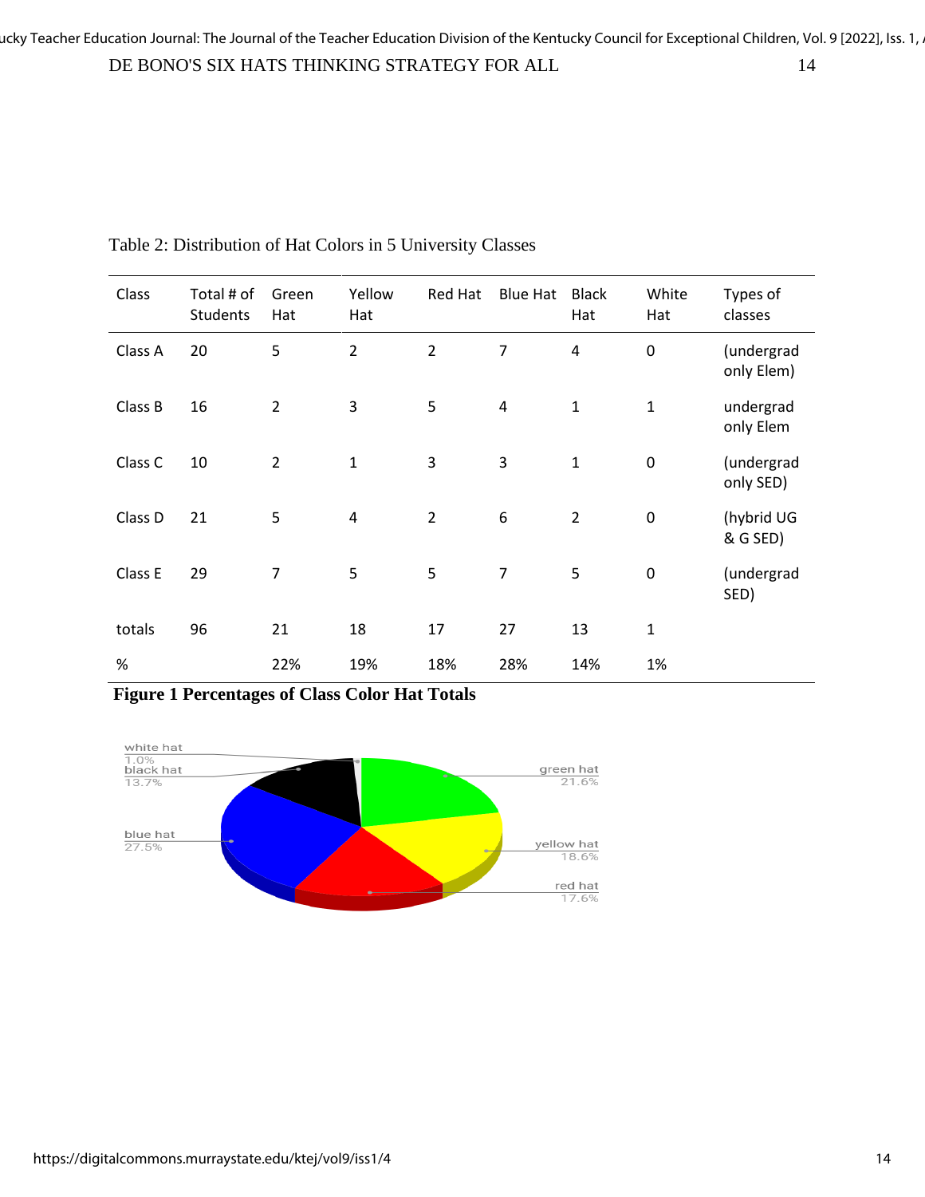Table 2: Distribution of Hat Colors in 5 University Classes

| Class | Total # of Students | Green Hat | Yellow Hat | Red Hat | Blue Hat | Black Hat | White Hat | Types of classes |
|---|---|---|---|---|---|---|---|---|
| Class A | 20 | 5 | 2 | 2 | 7 | 4 | 0 | (undergrad only Elem) |
| Class B | 16 | 2 | 3 | 5 | 4 | 1 | 1 | undergrad only Elem |
| Class C | 10 | 2 | 1 | 3 | 3 | 1 | 0 | (undergrad only SED) |
| Class D | 21 | 5 | 4 | 2 | 6 | 2 | 0 | (hybrid UG & G SED) |
| Class E | 29 | 7 | 5 | 5 | 7 | 5 | 0 | (undergrad SED) |
| totals | 96 | 21 | 18 | 17 | 27 | 13 | 1 | |
| % | | 22% | 19% | 18% | 28% | 14% | 1% | |

**Figure 1 Percentages of Class Color Hat Totals**

white hat 1.0%
black hat 13.7%
blue hat 27.5%
green hat 21.6%
yellow hat 18.6%
red hat 17.6%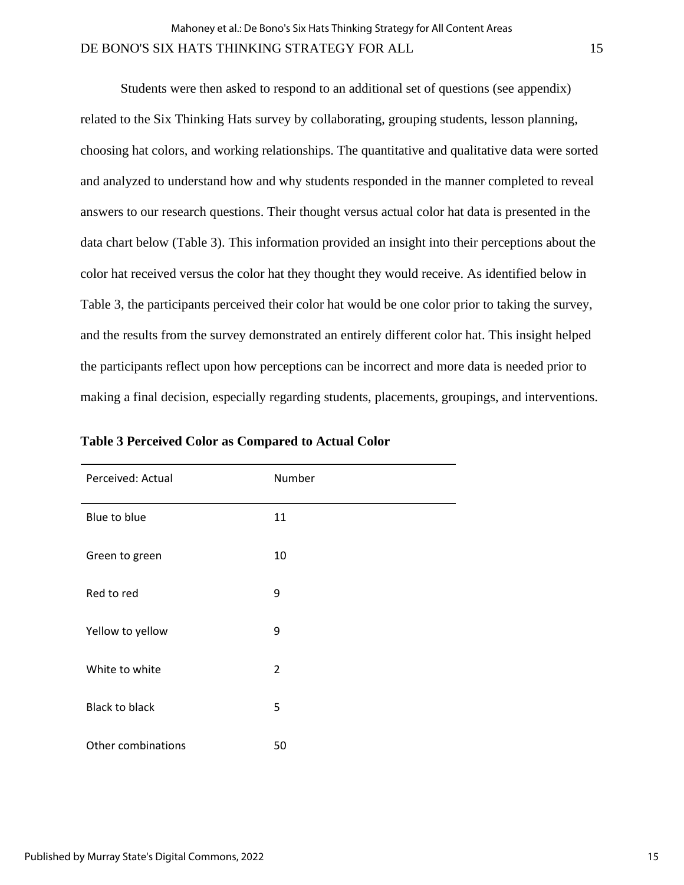Students were then asked to respond to an additional set of questions (see appendix) related to the Six Thinking Hats survey by collaborating, grouping students, lesson planning, choosing hat colors, and working relationships. The quantitative and qualitative data were sorted and analyzed to understand how and why students responded in the manner completed to reveal answers to our research questions. Their thought versus actual color hat data is presented in the data chart below (Table 3). This information provided an insight into their perceptions about the color hat received versus the color hat they thought they would receive. As identified below in Table 3, the participants perceived their color hat would be one color prior to taking the survey, and the results from the survey demonstrated an entirely different color hat. This insight helped the participants reflect upon how perceptions can be incorrect and more data is needed prior to making a final decision, especially regarding students, placements, groupings, and interventions.

**Table 3 Perceived Color as Compared to Actual Color**

| Perceived: Actual | Number |
|---|---|
| Blue to blue | 11 |
| Green to green | 10 |
| Red to red | 9 |
| Yellow to yellow | 9 |
| White to white | 2 |
| Black to black | 5 |
| Other combinations | 50 |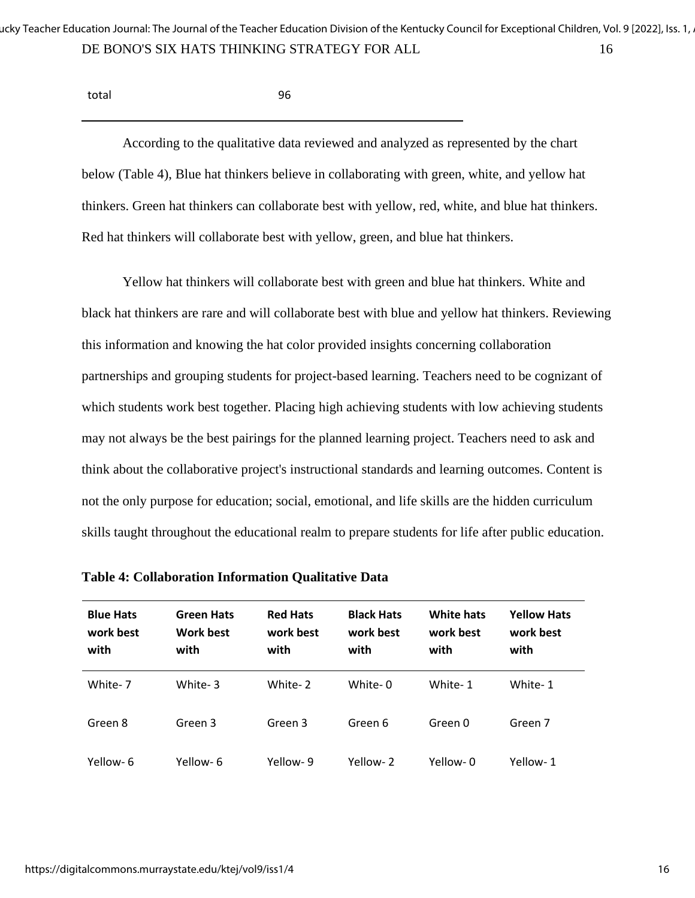| total | 96 |
|---|---|

According to the qualitative data reviewed and analyzed as represented by the chart below (Table 4), Blue hat thinkers believe in collaborating with green, white, and yellow hat thinkers. Green hat thinkers can collaborate best with yellow, red, white, and blue hat thinkers. Red hat thinkers will collaborate best with yellow, green, and blue hat thinkers.

Yellow hat thinkers will collaborate best with green and blue hat thinkers. White and black hat thinkers are rare and will collaborate best with blue and yellow hat thinkers. Reviewing this information and knowing the hat color provided insights concerning collaboration partnerships and grouping students for project-based learning. Teachers need to be cognizant of which students work best together. Placing high achieving students with low achieving students may not always be the best pairings for the planned learning project. Teachers need to ask and think about the collaborative project's instructional standards and learning outcomes. Content is not the only purpose for education; social, emotional, and life skills are the hidden curriculum skills taught throughout the educational realm to prepare students for life after public education.

**Table 4: Collaboration Information Qualitative Data**

| Blue Hats work best with | Green Hats Work best with | Red Hats work best with | Black Hats work best with | White hats work best with | Yellow Hats work best with |
|---|---|---|---|---|---|
| White- 7 | White- 3 | White- 2 | White- 0 | White- 1 | White- 1 |
| Green 8 | Green 3 | Green 3 | Green 6 | Green 0 | Green 7 |
| Yellow- 6 | Yellow- 6 | Yellow- 9 | Yellow- 2 | Yellow- 0 | Yellow- 1 |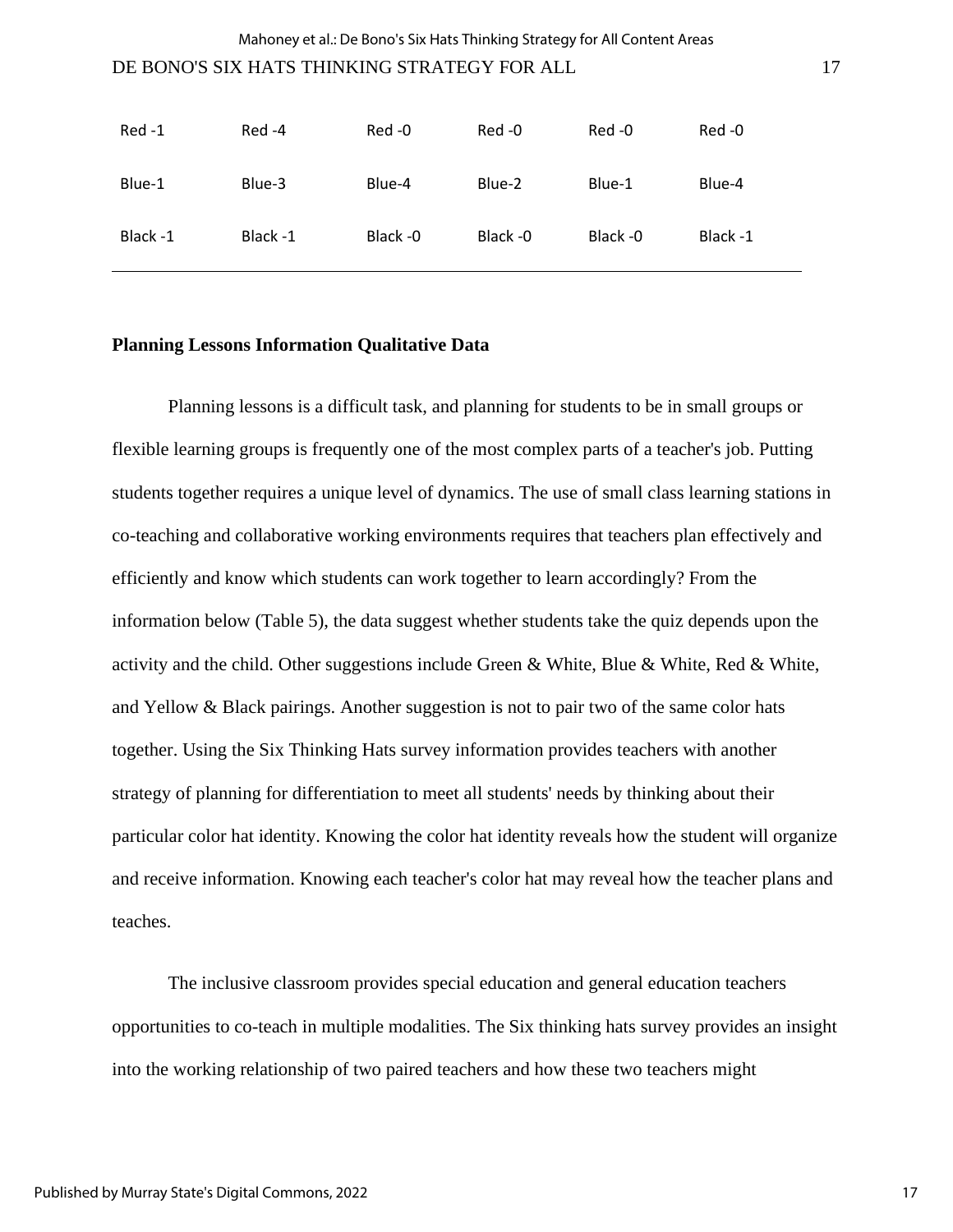| | | | | | |
|---|---|---|---|---|---|
| Red -1 | Red -4 | Red -0 | Red -0 | Red -0 | Red -0 |
| Blue-1 | Blue-3 | Blue-4 | Blue-2 | Blue-1 | Blue-4 |
| Black -1 | Black -1 | Black -0 | Black -0 | Black -0 | Black -1 |

**Planning Lessons Information Qualitative Data**

Planning lessons is a difficult task, and planning for students to be in small groups or flexible learning groups is frequently one of the most complex parts of a teacher's job. Putting students together requires a unique level of dynamics. The use of small class learning stations in co-teaching and collaborative working environments requires that teachers plan effectively and efficiently and know which students can work together to learn accordingly? From the information below (Table 5), the data suggest whether students take the quiz depends upon the activity and the child. Other suggestions include Green & White, Blue & White, Red & White, and Yellow & Black pairings. Another suggestion is not to pair two of the same color hats together. Using the Six Thinking Hats survey information provides teachers with another strategy of planning for differentiation to meet all students' needs by thinking about their particular color hat identity. Knowing the color hat identity reveals how the student will organize and receive information. Knowing each teacher's color hat may reveal how the teacher plans and teaches.

The inclusive classroom provides special education and general education teachers opportunities to co-teach in multiple modalities. The Six thinking hats survey provides an insight into the working relationship of two paired teachers and how these two teachers might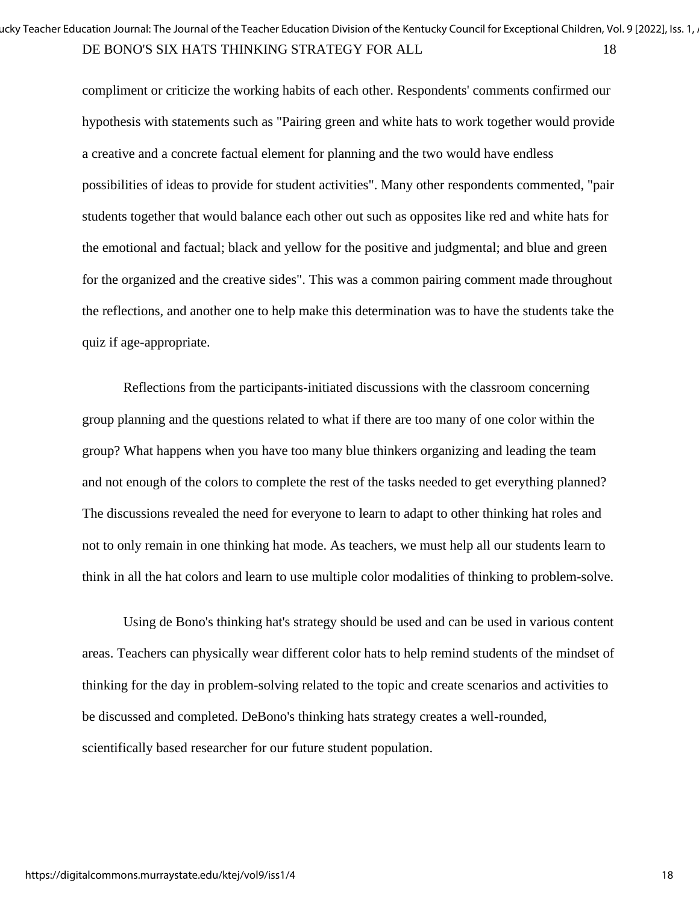compliment or criticize the working habits of each other. Respondents' comments confirmed our hypothesis with statements such as "Pairing green and white hats to work together would provide a creative and a concrete factual element for planning and the two would have endless possibilities of ideas to provide for student activities". Many other respondents commented, "pair students together that would balance each other out such as opposites like red and white hats for the emotional and factual; black and yellow for the positive and judgmental; and blue and green for the organized and the creative sides". This was a common pairing comment made throughout the reflections, and another one to help make this determination was to have the students take the quiz if age-appropriate.

Reflections from the participants-initiated discussions with the classroom concerning group planning and the questions related to what if there are too many of one color within the group? What happens when you have too many blue thinkers organizing and leading the team and not enough of the colors to complete the rest of the tasks needed to get everything planned? The discussions revealed the need for everyone to learn to adapt to other thinking hat roles and not to only remain in one thinking hat mode. As teachers, we must help all our students learn to think in all the hat colors and learn to use multiple color modalities of thinking to problem-solve.

Using de Bono's thinking hat's strategy should be used and can be used in various content areas. Teachers can physically wear different color hats to help remind students of the mindset of thinking for the day in problem-solving related to the topic and create scenarios and activities to be discussed and completed. DeBono's thinking hats strategy creates a well-rounded, scientifically based researcher for our future student population.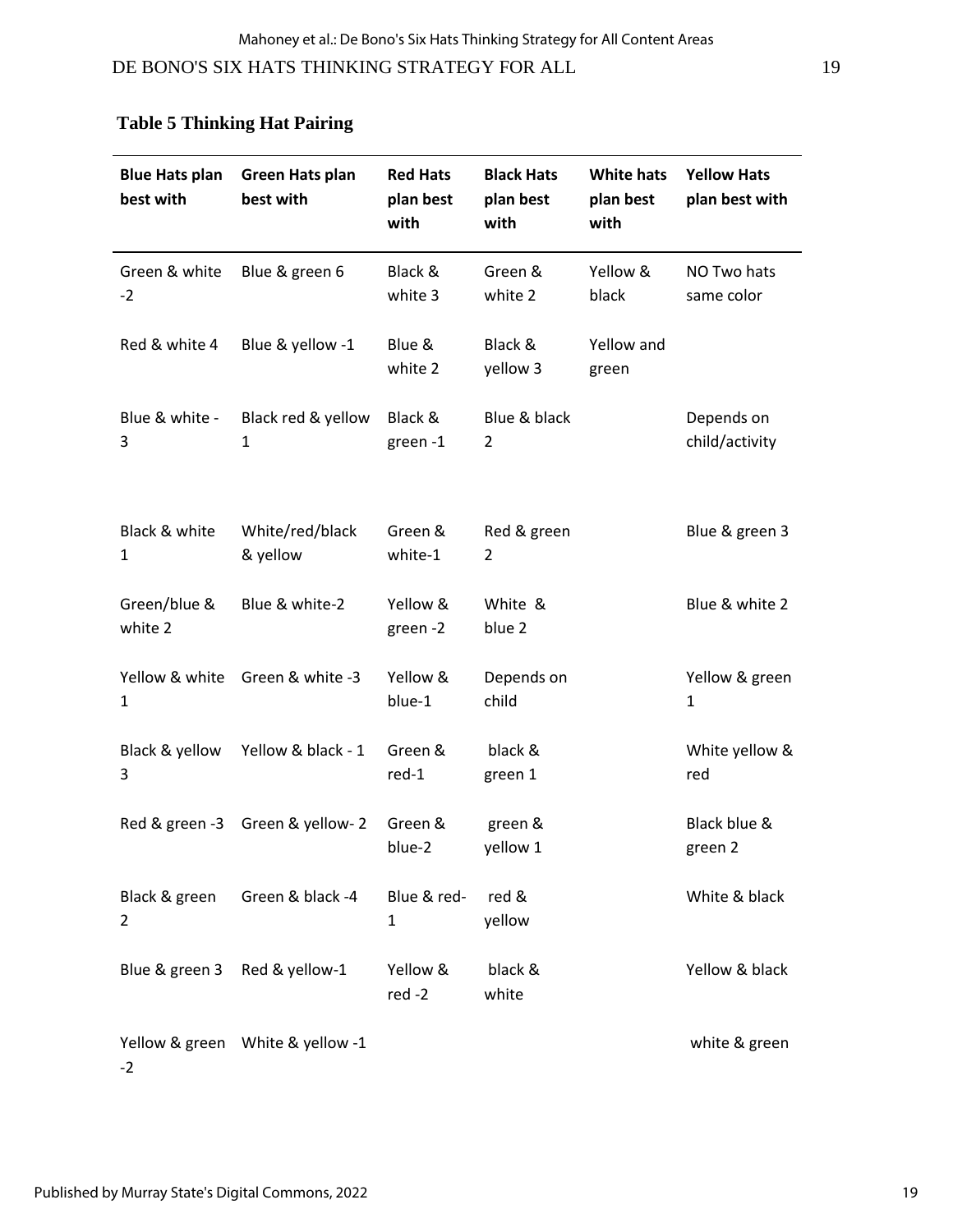**Table 5 Thinking Hat Pairing**

| Blue Hats plan best with | Green Hats plan best with | Red Hats plan best with | Black Hats plan best with | White hats plan best with | Yellow Hats plan best with |
|---|---|---|---|---|---|
| Green & white -2 | Blue & green 6 | Black & white 3 | Green & white 2 | Yellow & black | NO Two hats same color |
| Red & white 4 | Blue & yellow -1 | Blue & white 2 | Black & yellow 3 | Yellow and green | |
| Blue & white -3 | Black red & yellow 1 | Black & green -1 | Blue & black 2 | | Depends on child/activity |
| Black & white 1 | White/red/black & yellow | Green & white-1 | Red & green 2 | | Blue & green 3 |
| Green/blue & white 2 | Blue & white-2 | Yellow & green -2 | White & blue 2 | | Blue & white 2 |
| Yellow & white 1 | Green & white -3 | Yellow & blue-1 | Depends on child | | Yellow & green 1 |
| Black & yellow 3 | Yellow & black - 1 | Green & red-1 | black & green 1 | | White yellow & red |
| Red & green -3 | Green & yellow- 2 | Green & blue-2 | green & yellow 1 | | Black blue & green 2 |
| Black & green 2 | Green & black -4 | Blue & red-1 | red & yellow | | White & black |
| Blue & green 3 | Red & yellow-1 | Yellow & red -2 | black & white | | Yellow & black |
| Yellow & green -2 | White & yellow -1 | | | | white & green |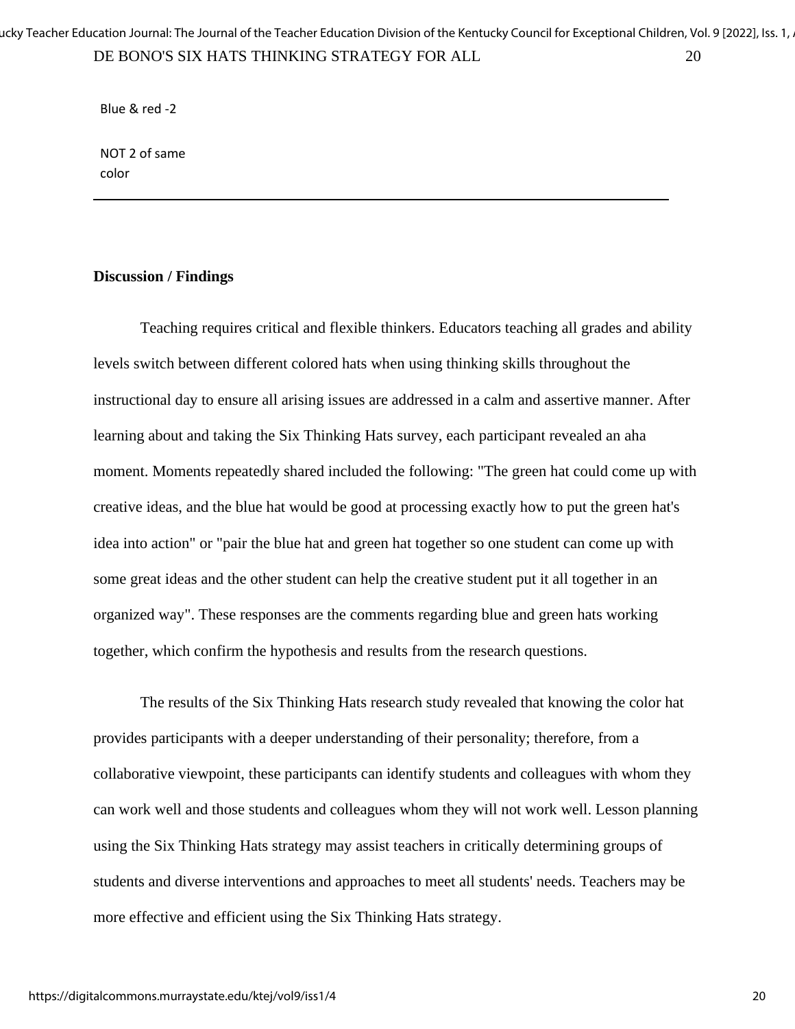Blue & red -2

NOT 2 of same color

---

**Discussion / Findings**

Teaching requires critical and flexible thinkers. Educators teaching all grades and ability levels switch between different colored hats when using thinking skills throughout the instructional day to ensure all arising issues are addressed in a calm and assertive manner. After learning about and taking the Six Thinking Hats survey, each participant revealed an aha moment. Moments repeatedly shared included the following: "The green hat could come up with creative ideas, and the blue hat would be good at processing exactly how to put the green hat's idea into action" or "pair the blue hat and green hat together so one student can come up with some great ideas and the other student can help the creative student put it all together in an organized way". These responses are the comments regarding blue and green hats working together, which confirm the hypothesis and results from the research questions.

The results of the Six Thinking Hats research study revealed that knowing the color hat provides participants with a deeper understanding of their personality; therefore, from a collaborative viewpoint, these participants can identify students and colleagues with whom they can work well and those students and colleagues whom they will not work well. Lesson planning using the Six Thinking Hats strategy may assist teachers in critically determining groups of students and diverse interventions and approaches to meet all students' needs. Teachers may be more effective and efficient using the Six Thinking Hats strategy.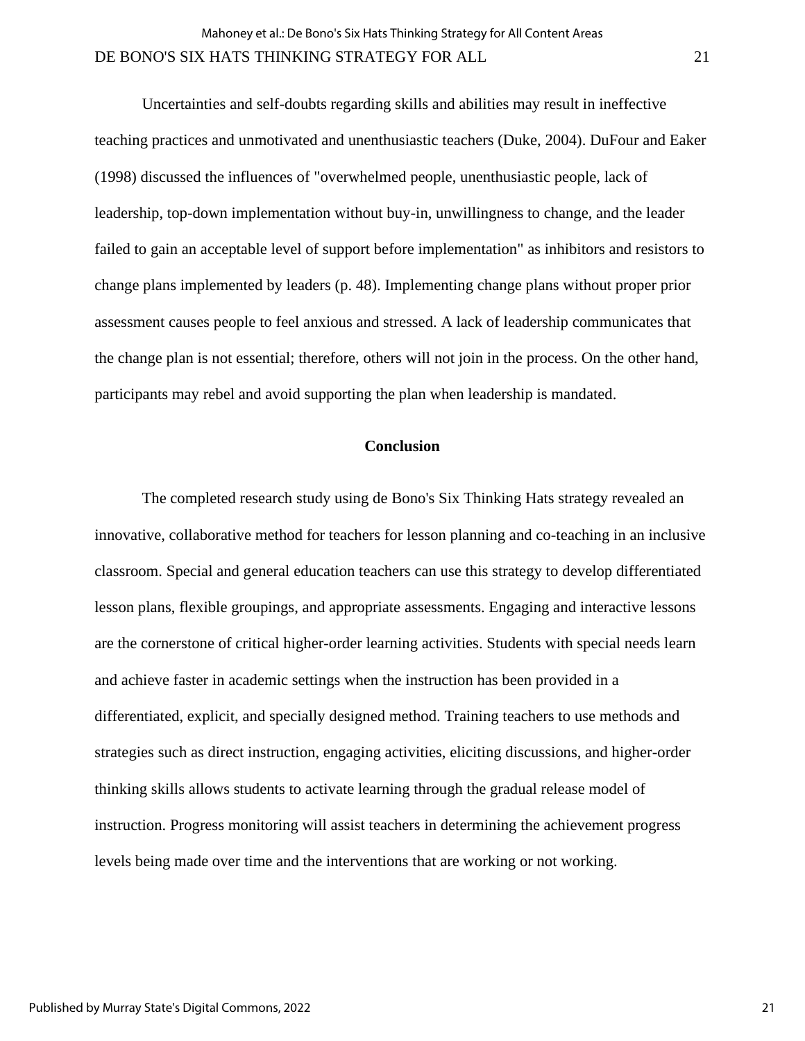Uncertainties and self-doubts regarding skills and abilities may result in ineffective teaching practices and unmotivated and unenthusiastic teachers (Duke, 2004). DuFour and Eaker (1998) discussed the influences of "overwhelmed people, unenthusiastic people, lack of leadership, top-down implementation without buy-in, unwillingness to change, and the leader failed to gain an acceptable level of support before implementation" as inhibitors and resistors to change plans implemented by leaders (p. 48). Implementing change plans without proper prior assessment causes people to feel anxious and stressed. A lack of leadership communicates that the change plan is not essential; therefore, others will not join in the process. On the other hand, participants may rebel and avoid supporting the plan when leadership is mandated.

## Conclusion

The completed research study using de Bono's Six Thinking Hats strategy revealed an innovative, collaborative method for teachers for lesson planning and co-teaching in an inclusive classroom. Special and general education teachers can use this strategy to develop differentiated lesson plans, flexible groupings, and appropriate assessments. Engaging and interactive lessons are the cornerstone of critical higher-order learning activities. Students with special needs learn and achieve faster in academic settings when the instruction has been provided in a differentiated, explicit, and specially designed method. Training teachers to use methods and strategies such as direct instruction, engaging activities, eliciting discussions, and higher-order thinking skills allows students to activate learning through the gradual release model of instruction. Progress monitoring will assist teachers in determining the achievement progress levels being made over time and the interventions that are working or not working.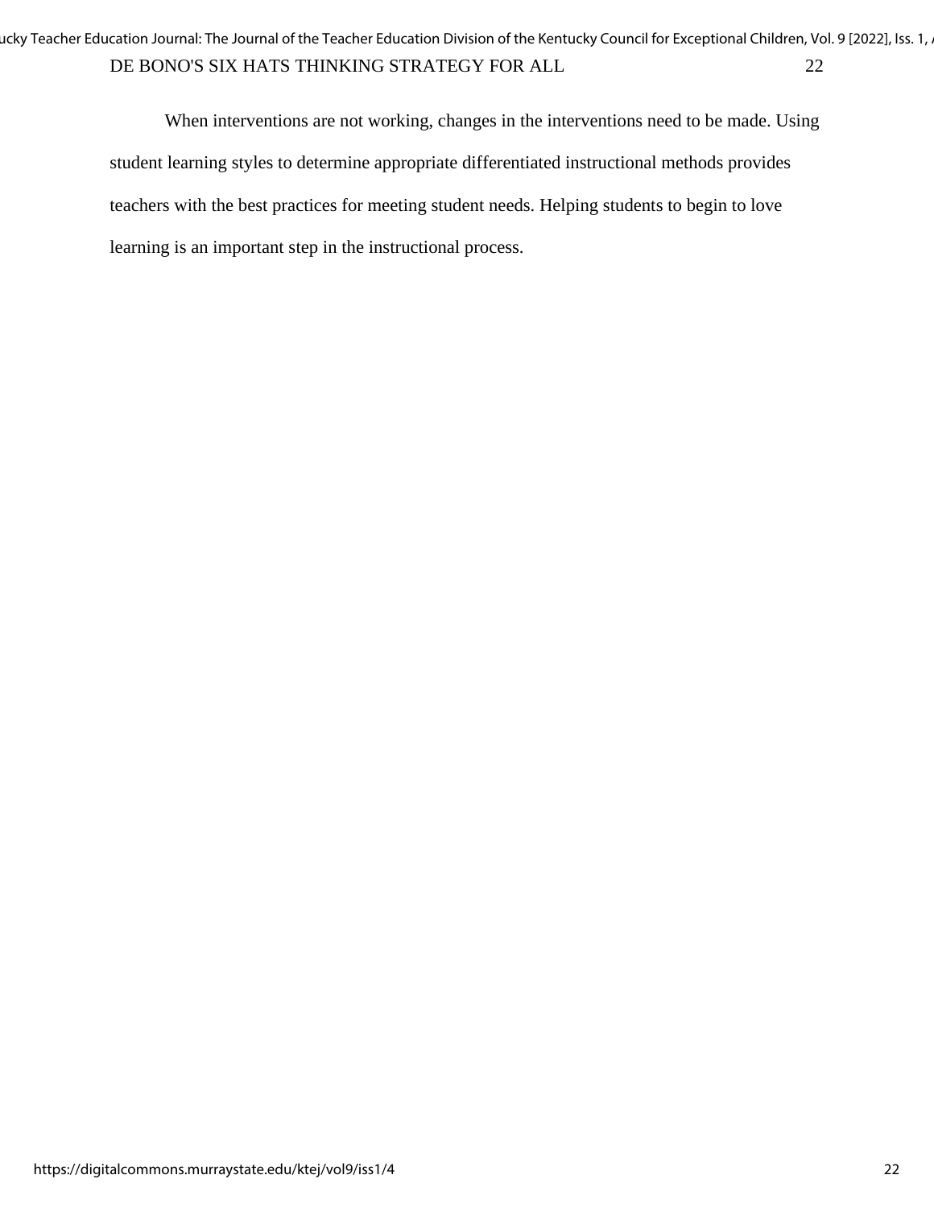When interventions are not working, changes in the interventions need to be made. Using student learning styles to determine appropriate differentiated instructional methods provides teachers with the best practices for meeting student needs. Helping students to begin to love learning is an important step in the instructional process.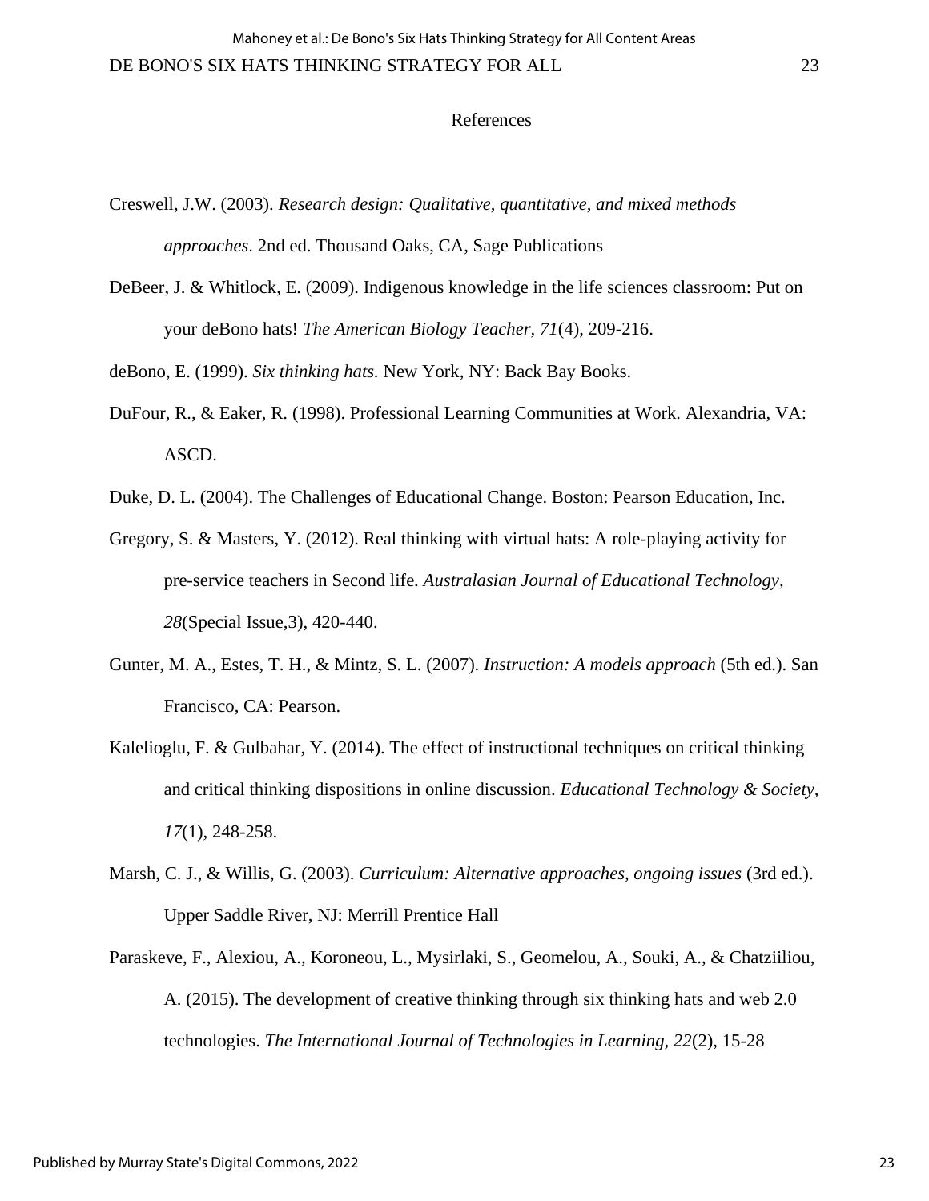# References

Creswell, J.W. (2003). *Research design: Qualitative, quantitative, and mixed methods approaches*. 2nd ed. Thousand Oaks, CA, Sage Publications

DeBeer, J. & Whitlock, E. (2009). Indigenous knowledge in the life sciences classroom: Put on your deBono hats! *The American Biology Teacher*, *71*(4), 209-216.

deBono, E. (1999). *Six thinking hats.* New York, NY: Back Bay Books.

DuFour, R., & Eaker, R. (1998). Professional Learning Communities at Work. Alexandria, VA: ASCD.

Duke, D. L. (2004). The Challenges of Educational Change. Boston: Pearson Education, Inc.

Gregory, S. & Masters, Y. (2012). Real thinking with virtual hats: A role-playing activity for pre-service teachers in Second life. *Australasian Journal of Educational Technology, 28*(Special Issue,3), 420-440.

Gunter, M. A., Estes, T. H., & Mintz, S. L. (2007). *Instruction: A models approach* (5th ed.). San Francisco, CA: Pearson.

Kalelioglu, F. & Gulbahar, Y. (2014). The effect of instructional techniques on critical thinking and critical thinking dispositions in online discussion. *Educational Technology & Society, 17*(1), 248-258.

Marsh, C. J., & Willis, G. (2003). *Curriculum: Alternative approaches, ongoing issues* (3rd ed.). Upper Saddle River, NJ: Merrill Prentice Hall

Paraskeve, F., Alexiou, A., Koroneou, L., Mysirlaki, S., Geomelou, A., Souki, A., & Chatziiliou, A. (2015). The development of creative thinking through six thinking hats and web 2.0 technologies. *The International Journal of Technologies in Learning, 22*(2), 15-28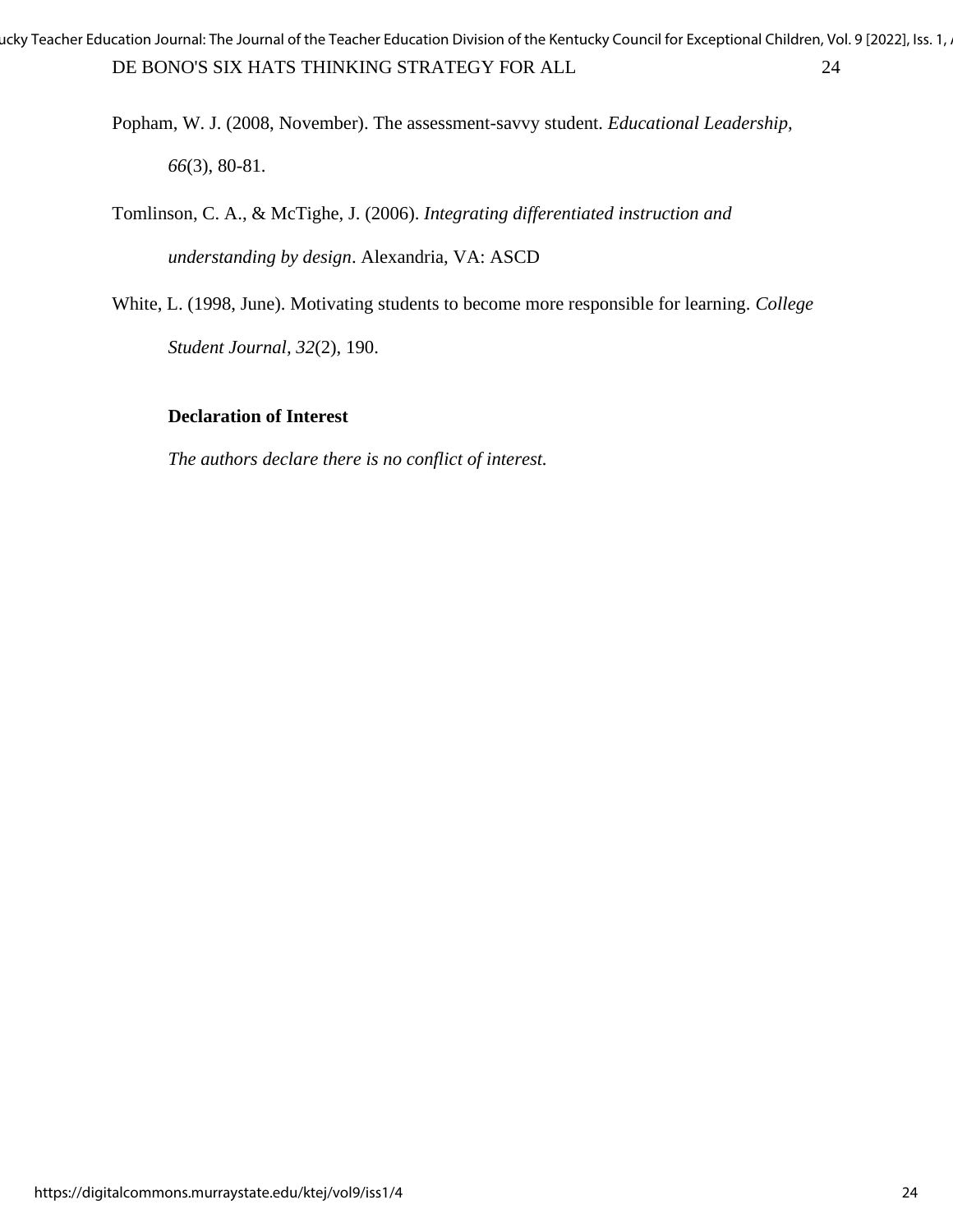Popham, W. J. (2008, November). The assessment-savvy student. *Educational Leadership, 66*(3), 80-81.

Tomlinson, C. A., & McTighe, J. (2006). *Integrating differentiated instruction and understanding by design*. Alexandria, VA: ASCD

White, L. (1998, June). Motivating students to become more responsible for learning. *College Student Journal*, *32*(2), 190.

**Declaration of Interest**

*The authors declare there is no conflict of interest.*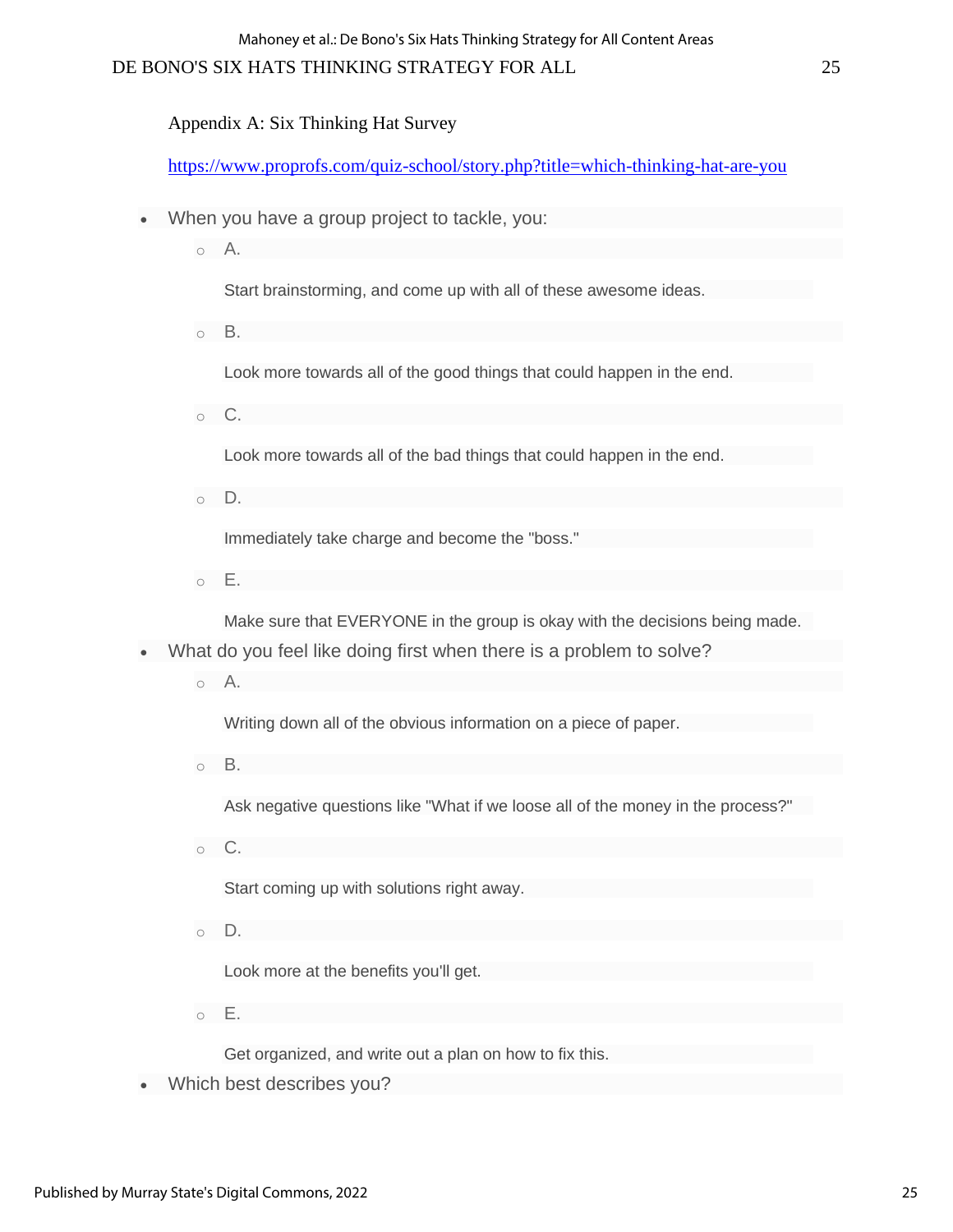Appendix A: Six Thinking Hat Survey

https://www.proprofs.com/quiz-school/story.php?title=which-thinking-hat-are-you

- When you have a group project to tackle, you:
  - A.

    Start brainstorming, and come up with all of these awesome ideas.
  - B.

    Look more towards all of the good things that could happen in the end.
  - C.

    Look more towards all of the bad things that could happen in the end.
  - D.

    Immediately take charge and become the "boss."
  - E.

    Make sure that EVERYONE in the group is okay with the decisions being made.
- What do you feel like doing first when there is a problem to solve?
  - A.

    Writing down all of the obvious information on a piece of paper.
  - B.

    Ask negative questions like "What if we loose all of the money in the process?"
  - C.

    Start coming up with solutions right away.
  - D.

    Look more at the benefits you'll get.
  - E.

    Get organized, and write out a plan on how to fix this.
- Which best describes you?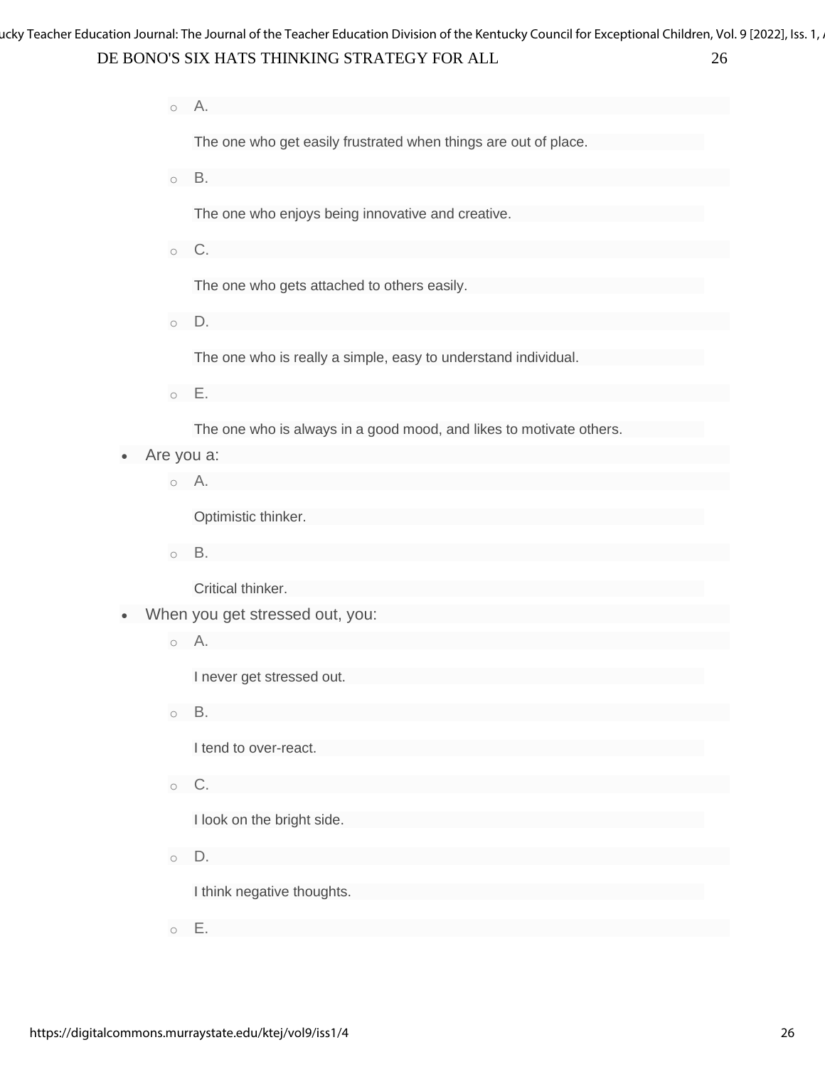- A.

  The one who get easily frustrated when things are out of place.

- B.

  The one who enjoys being innovative and creative.

- C.

  The one who gets attached to others easily.

- D.

  The one who is really a simple, easy to understand individual.

- E.

  The one who is always in a good mood, and likes to motivate others.

- Are you a:
  - A.

    Optimistic thinker.

  - B.

    Critical thinker.

- When you get stressed out, you:
  - A.

    I never get stressed out.

  - B.

    I tend to over-react.

  - C.

    I look on the bright side.

  - D.

    I think negative thoughts.

  - E.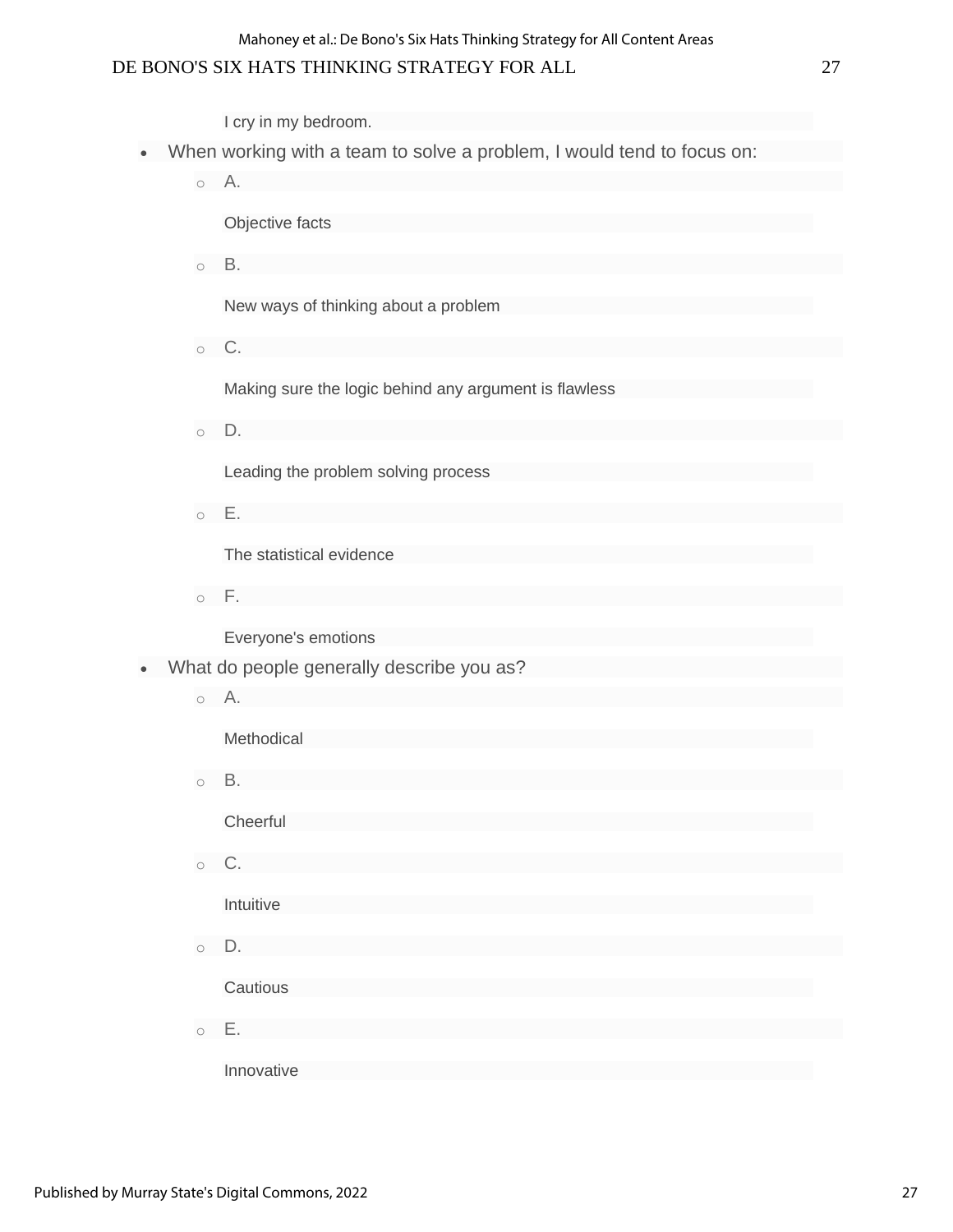I cry in my bedroom.

- When working with a team to solve a problem, I would tend to focus on:
  - A.

    Objective facts
  - B.

    New ways of thinking about a problem
  - C.

    Making sure the logic behind any argument is flawless
  - D.

    Leading the problem solving process
  - E.

    The statistical evidence
  - F.

    Everyone's emotions
- What do people generally describe you as?
  - A.

    Methodical
  - B.

    Cheerful
  - C.

    Intuitive
  - D.

    Cautious
  - E.

    Innovative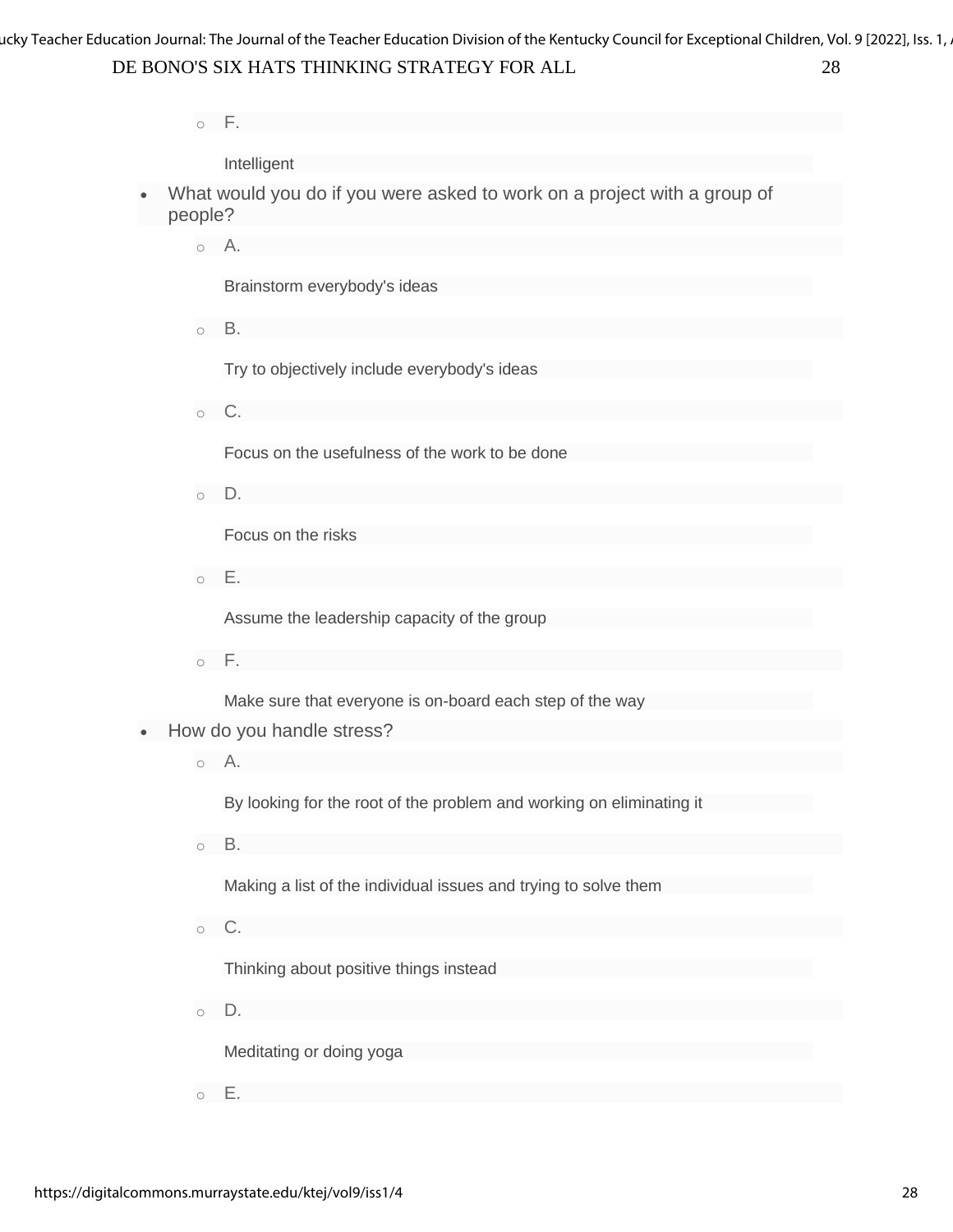- F.

  Intelligent

- What would you do if you were asked to work on a project with a group of people?
  - A.

    Brainstorm everybody's ideas

  - B.

    Try to objectively include everybody's ideas

  - C.

    Focus on the usefulness of the work to be done

  - D.

    Focus on the risks

  - E.

    Assume the leadership capacity of the group

  - F.

    Make sure that everyone is on-board each step of the way

- How do you handle stress?
  - A.

    By looking for the root of the problem and working on eliminating it

  - B.

    Making a list of the individual issues and trying to solve them

  - C.

    Thinking about positive things instead

  - D.

    Meditating or doing yoga

  - E.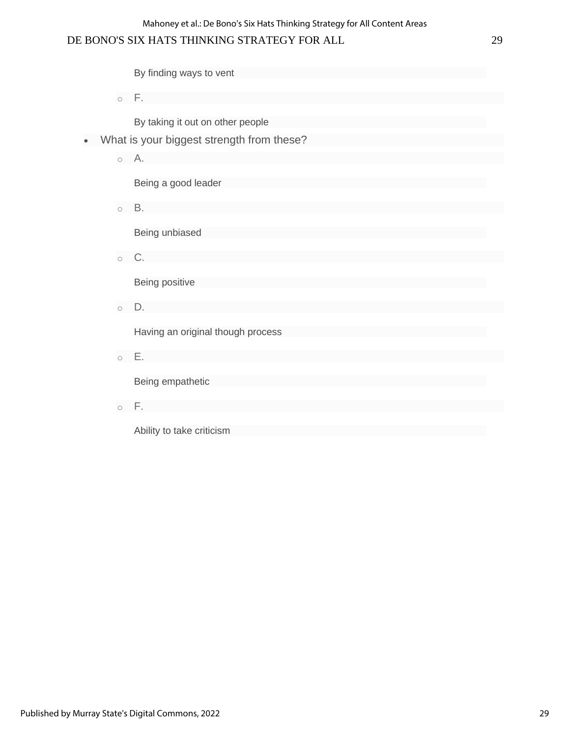By finding ways to vent

   - F.

     By taking it out on other people

- What is your biggest strength from these?
   - A.

     Being a good leader

   - B.

     Being unbiased

   - C.

     Being positive

   - D.

     Having an original though process

   - E.

     Being empathetic

   - F.

     Ability to take criticism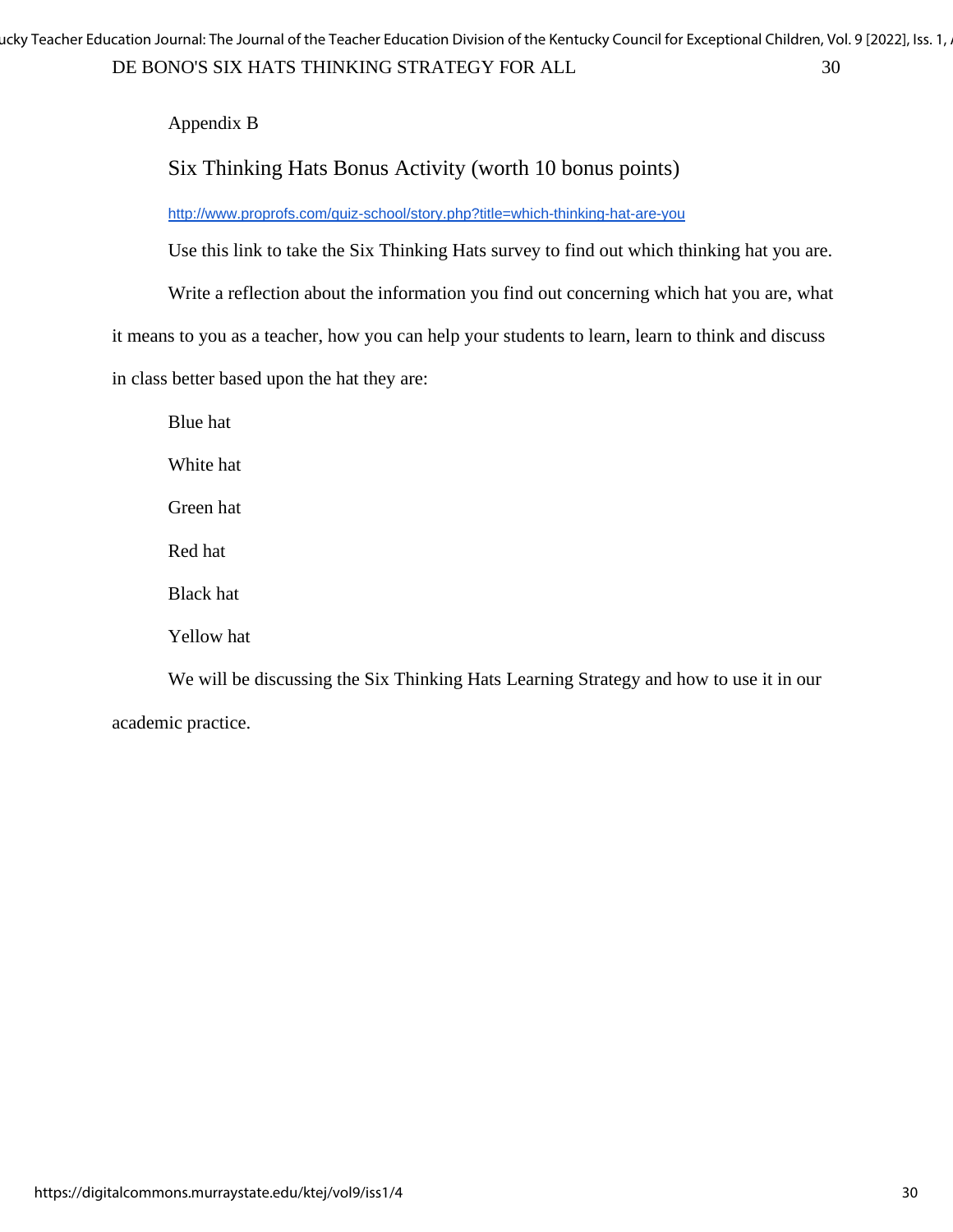Appendix B

## Six Thinking Hats Bonus Activity (worth 10 bonus points)

http://www.proprofs.com/quiz-school/story.php?title=which-thinking-hat-are-you

Use this link to take the Six Thinking Hats survey to find out which thinking hat you are.

Write a reflection about the information you find out concerning which hat you are, what it means to you as a teacher, how you can help your students to learn, learn to think and discuss in class better based upon the hat they are:

Blue hat

White hat

Green hat

Red hat

Black hat

Yellow hat

We will be discussing the Six Thinking Hats Learning Strategy and how to use it in our academic practice.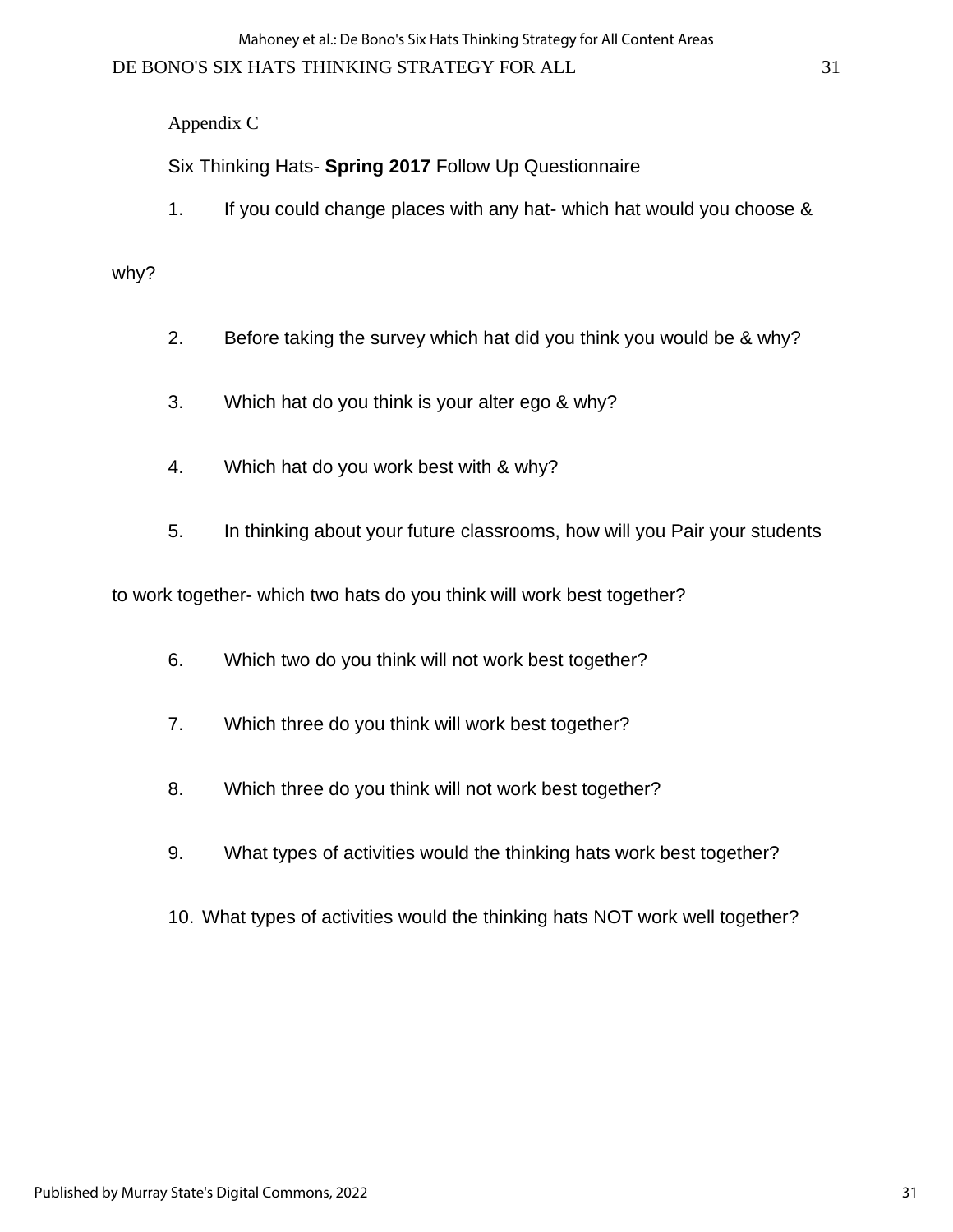Appendix C

Six Thinking Hats- **Spring 2017** Follow Up Questionnaire

1. If you could change places with any hat- which hat would you choose & why?

2. Before taking the survey which hat did you think you would be & why?

3. Which hat do you think is your alter ego & why?

4. Which hat do you work best with & why?

5. In thinking about your future classrooms, how will you Pair your students to work together- which two hats do you think will work best together?

6. Which two do you think will not work best together?

7. Which three do you think will work best together?

8. Which three do you think will not work best together?

9. What types of activities would the thinking hats work best together?

10. What types of activities would the thinking hats NOT work well together?